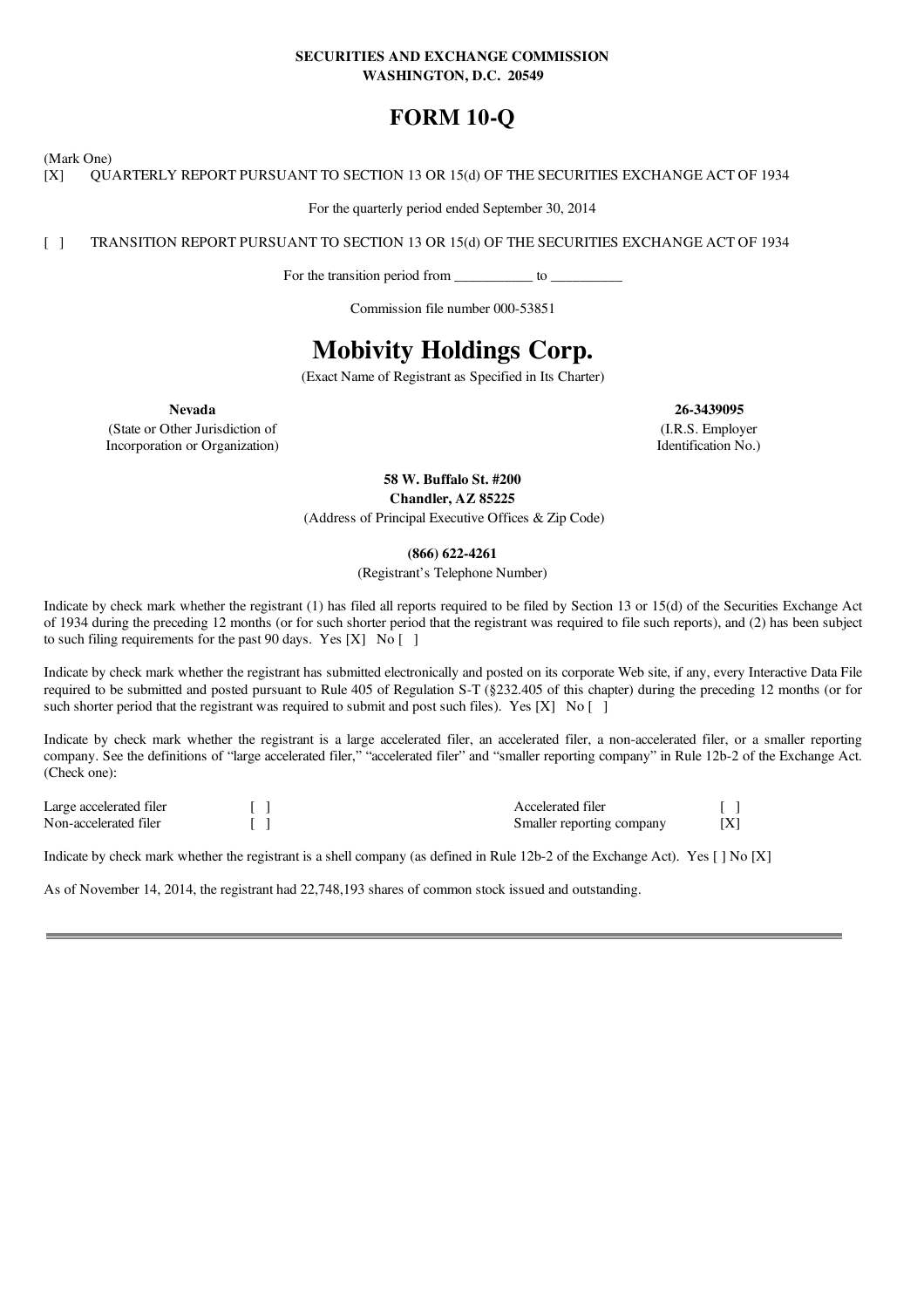**SECURITIES AND EXCHANGE COMMISSION**
**WASHINGTON, D.C. 20549**

# FORM 10-Q

(Mark One)

[X] QUARTERLY REPORT PURSUANT TO SECTION 13 OR 15(d) OF THE SECURITIES EXCHANGE ACT OF 1934

For the quarterly period ended September 30, 2014

[ ] TRANSITION REPORT PURSUANT TO SECTION 13 OR 15(d) OF THE SECURITIES EXCHANGE ACT OF 1934

For the transition period from ___________ to __________

Commission file number 000-53851

# Mobivity Holdings Corp.

(Exact Name of Registrant as Specified in Its Charter)

| **Nevada** | **26-3439095** |
|---|---|
| (State or Other Jurisdiction of Incorporation or Organization) | (I.R.S. Employer Identification No.) |

**58 W. Buffalo St. #200**
**Chandler, AZ 85225**
(Address of Principal Executive Offices & Zip Code)

**(866) 622-4261**
(Registrant's Telephone Number)

Indicate by check mark whether the registrant (1) has filed all reports required to be filed by Section 13 or 15(d) of the Securities Exchange Act of 1934 during the preceding 12 months (or for such shorter period that the registrant was required to file such reports), and (2) has been subject to such filing requirements for the past 90 days. Yes [X] No [ ]

Indicate by check mark whether the registrant has submitted electronically and posted on its corporate Web site, if any, every Interactive Data File required to be submitted and posted pursuant to Rule 405 of Regulation S-T (§232.405 of this chapter) during the preceding 12 months (or for such shorter period that the registrant was required to submit and post such files). Yes [X] No [ ]

Indicate by check mark whether the registrant is a large accelerated filer, an accelerated filer, a non-accelerated filer, or a smaller reporting company. See the definitions of "large accelerated filer," "accelerated filer" and "smaller reporting company" in Rule 12b-2 of the Exchange Act. (Check one):

| | | | |
|---|---|---|---|
| Large accelerated filer | [ ] | Accelerated filer | [ ] |
| Non-accelerated filer | [ ] | Smaller reporting company | [X] |

Indicate by check mark whether the registrant is a shell company (as defined in Rule 12b-2 of the Exchange Act). Yes [ ] No [X]

As of November 14, 2014, the registrant had 22,748,193 shares of common stock issued and outstanding.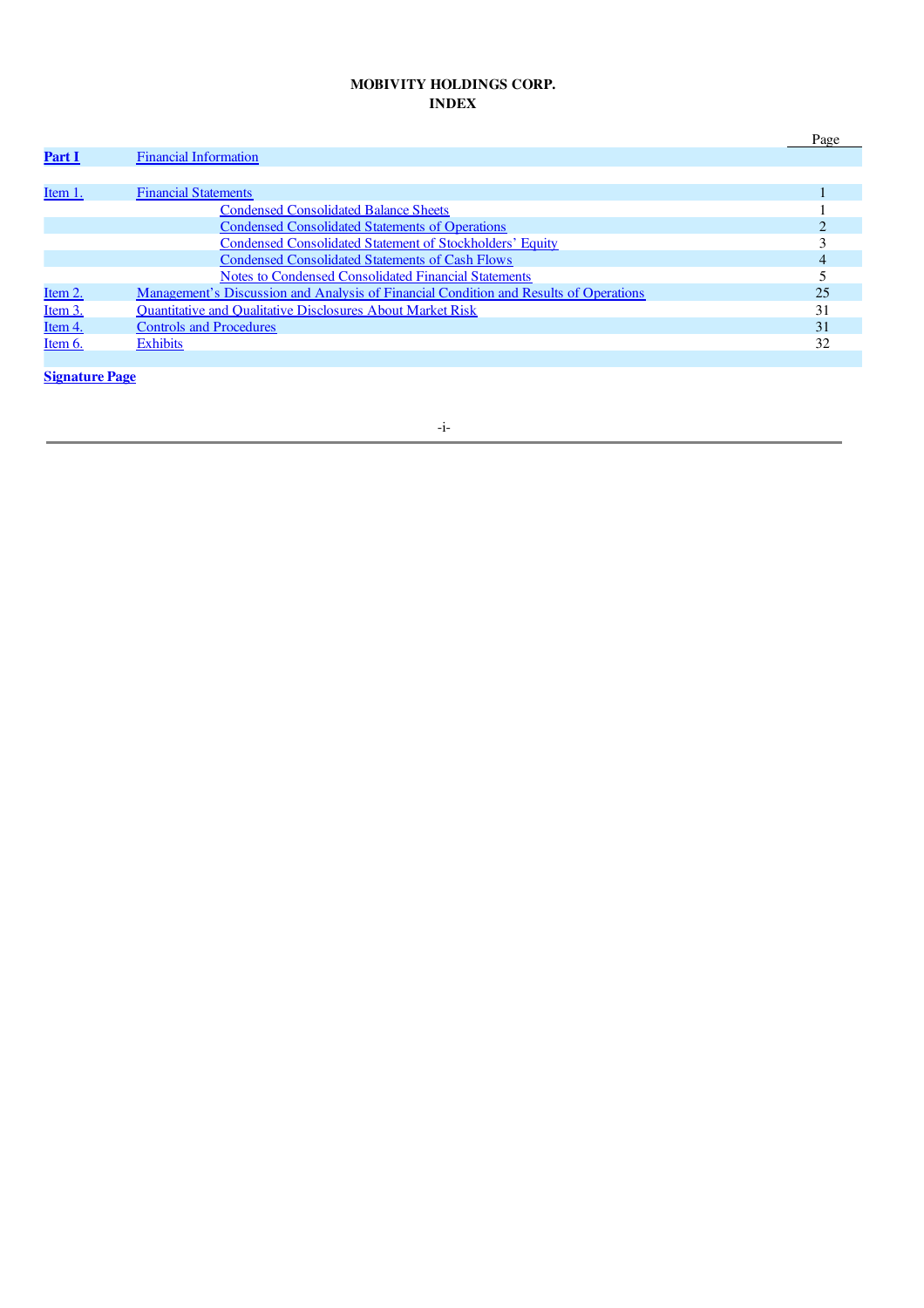**MOBIVITY HOLDINGS CORP.**
**INDEX**

| | | Page |
|---|---|---|
| **Part I** | Financial Information | |
| | | |
| Item 1. | Financial Statements | 1 |
| | Condensed Consolidated Balance Sheets | 1 |
| | Condensed Consolidated Statements of Operations | 2 |
| | Condensed Consolidated Statement of Stockholders' Equity | 3 |
| | Condensed Consolidated Statements of Cash Flows | 4 |
| | Notes to Condensed Consolidated Financial Statements | 5 |
| Item 2. | Management's Discussion and Analysis of Financial Condition and Results of Operations | 25 |
| Item 3. | Quantitative and Qualitative Disclosures About Market Risk | 31 |
| Item 4. | Controls and Procedures | 31 |
| Item 6. | Exhibits | 32 |

**Signature Page**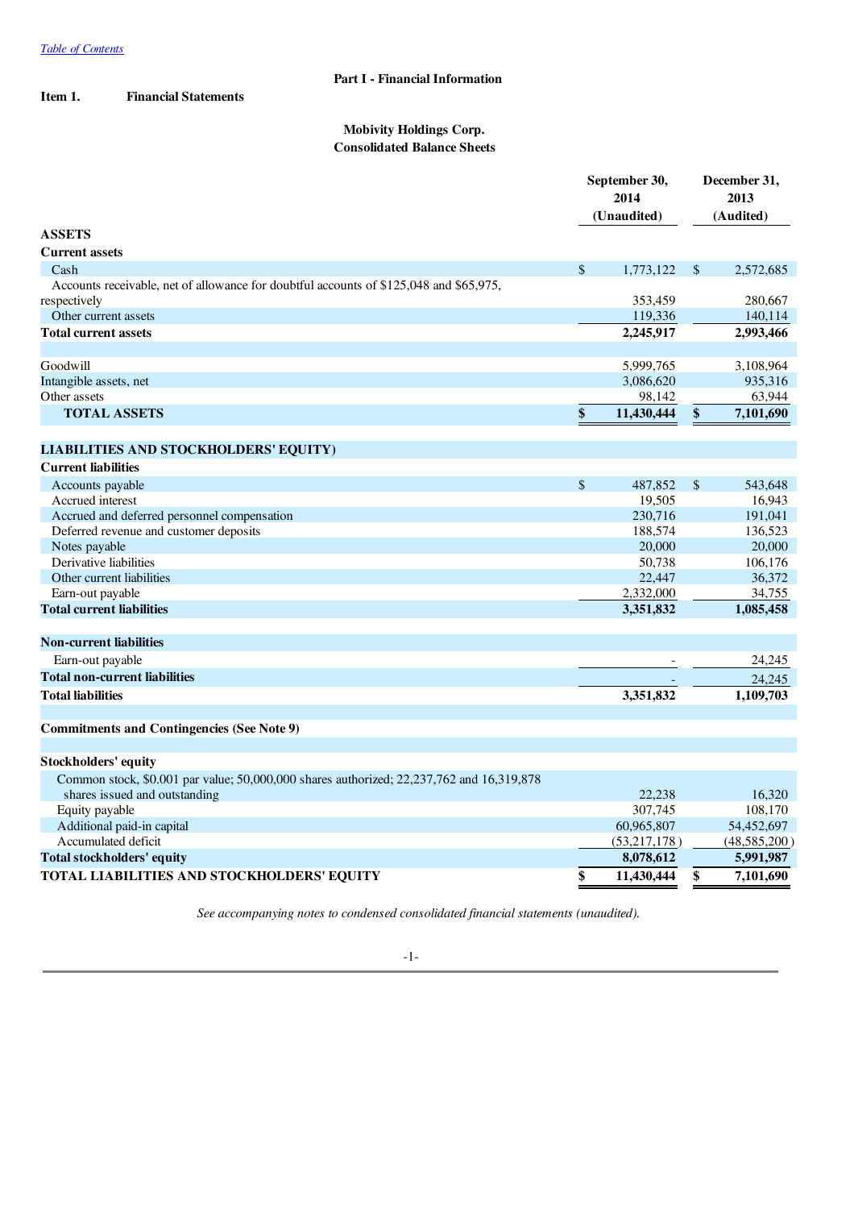Table of Contents

# Part I - Financial Information

**Item 1. Financial Statements**

## Mobivity Holdings Corp.
## Consolidated Balance Sheets

| | September 30, 2014 (Unaudited) | December 31, 2013 (Audited) |
|---|---|---|
| **ASSETS** | | |
| **Current assets** | | |
| Cash | $ 1,773,122 | $ 2,572,685 |
| Accounts receivable, net of allowance for doubtful accounts of $125,048 and $65,975, respectively | 353,459 | 280,667 |
| Other current assets | 119,336 | 140,114 |
| **Total current assets** | **2,245,917** | **2,993,466** |
| | | |
| Goodwill | 5,999,765 | 3,108,964 |
| Intangible assets, net | 3,086,620 | 935,316 |
| Other assets | 98,142 | 63,944 |
| **TOTAL ASSETS** | **$ 11,430,444** | **$ 7,101,690** |
| | | |
| **LIABILITIES AND STOCKHOLDERS' EQUITY)** | | |
| **Current liabilities** | | |
| Accounts payable | $ 487,852 | $ 543,648 |
| Accrued interest | 19,505 | 16,943 |
| Accrued and deferred personnel compensation | 230,716 | 191,041 |
| Deferred revenue and customer deposits | 188,574 | 136,523 |
| Notes payable | 20,000 | 20,000 |
| Derivative liabilities | 50,738 | 106,176 |
| Other current liabilities | 22,447 | 36,372 |
| Earn-out payable | 2,332,000 | 34,755 |
| **Total current liabilities** | **3,351,832** | **1,085,458** |
| | | |
| **Non-current liabilities** | | |
| Earn-out payable | - | 24,245 |
| **Total non-current liabilities** | - | 24,245 |
| **Total liabilities** | **3,351,832** | **1,109,703** |
| | | |
| **Commitments and Contingencies (See Note 9)** | | |
| | | |
| **Stockholders' equity** | | |
| Common stock, $0.001 par value; 50,000,000 shares authorized; 22,237,762 and 16,319,878 shares issued and outstanding | 22,238 | 16,320 |
| Equity payable | 307,745 | 108,170 |
| Additional paid-in capital | 60,965,807 | 54,452,697 |
| Accumulated deficit | (53,217,178) | (48,585,200) |
| **Total stockholders' equity** | **8,078,612** | **5,991,987** |
| **TOTAL LIABILITIES AND STOCKHOLDERS' EQUITY** | **$ 11,430,444** | **$ 7,101,690** |

*See accompanying notes to condensed consolidated financial statements (unaudited).*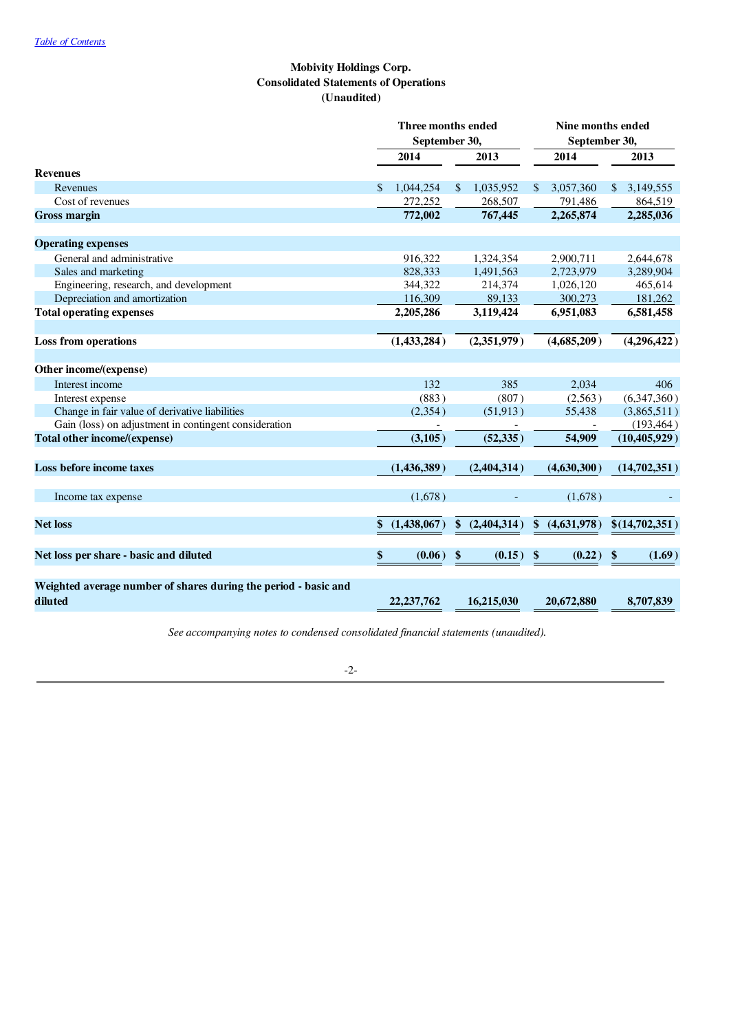*Table of Contents*

**Mobivity Holdings Corp.**
**Consolidated Statements of Operations**
**(Unaudited)**

| | Three months ended September 30, | | Nine months ended September 30, | |
|---|---|---|---|---|
| | **2014** | **2013** | **2014** | **2013** |
| **Revenues** | | | | |
| Revenues | $ 1,044,254 | $ 1,035,952 | $ 3,057,360 | $ 3,149,555 |
| Cost of revenues | 272,252 | 268,507 | 791,486 | 864,519 |
| **Gross margin** | **772,002** | **767,445** | **2,265,874** | **2,285,036** |
| **Operating expenses** | | | | |
| General and administrative | 916,322 | 1,324,354 | 2,900,711 | 2,644,678 |
| Sales and marketing | 828,333 | 1,491,563 | 2,723,979 | 3,289,904 |
| Engineering, research, and development | 344,322 | 214,374 | 1,026,120 | 465,614 |
| Depreciation and amortization | 116,309 | 89,133 | 300,273 | 181,262 |
| **Total operating expenses** | **2,205,286** | **3,119,424** | **6,951,083** | **6,581,458** |
| **Loss from operations** | **(1,433,284)** | **(2,351,979)** | **(4,685,209)** | **(4,296,422)** |
| **Other income/(expense)** | | | | |
| Interest income | 132 | 385 | 2,034 | 406 |
| Interest expense | (883) | (807) | (2,563) | (6,347,360) |
| Change in fair value of derivative liabilities | (2,354) | (51,913) | 55,438 | (3,865,511) |
| Gain (loss) on adjustment in contingent consideration | - | - | - | (193,464) |
| **Total other income/(expense)** | **(3,105)** | **(52,335)** | **54,909** | **(10,405,929)** |
| **Loss before income taxes** | **(1,436,389)** | **(2,404,314)** | **(4,630,300)** | **(14,702,351)** |
| Income tax expense | (1,678) | - | (1,678) | - |
| **Net loss** | **$ (1,438,067)** | **$ (2,404,314)** | **$ (4,631,978)** | **$(14,702,351)** |
| **Net loss per share - basic and diluted** | **$ (0.06)** | **$ (0.15)** | **$ (0.22)** | **$ (1.69)** |
| **Weighted average number of shares during the period - basic and diluted** | **22,237,762** | **16,215,030** | **20,672,880** | **8,707,839** |

*See accompanying notes to condensed consolidated financial statements (unaudited).*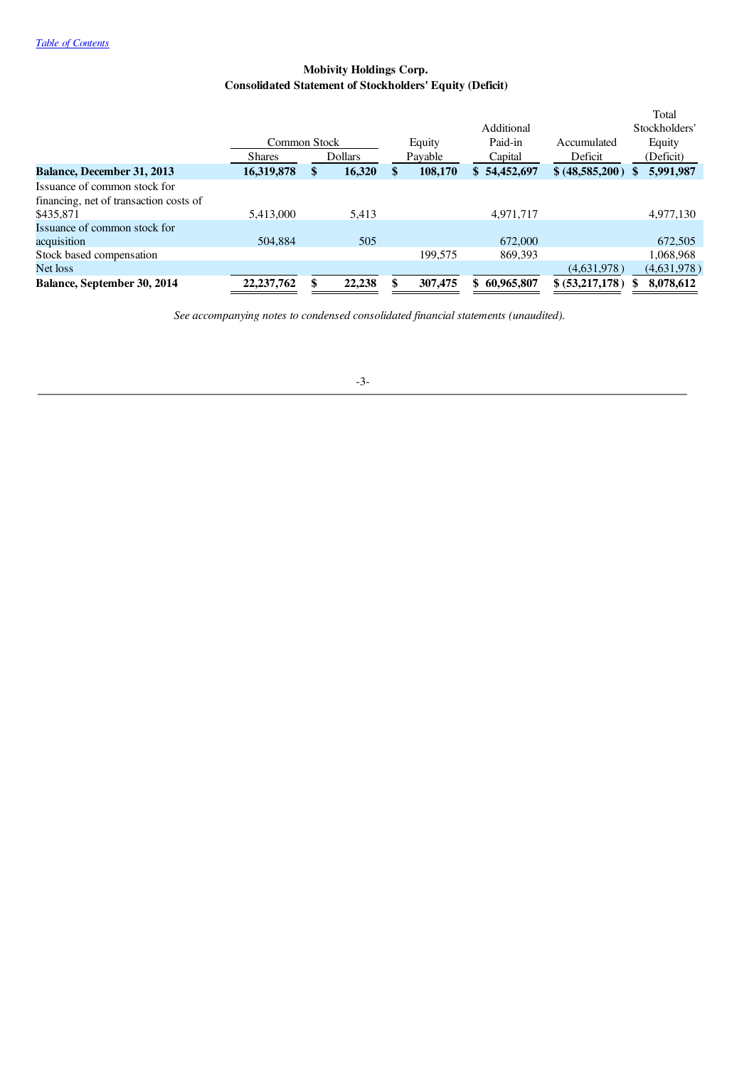[Table of Contents](#)

**Mobivity Holdings Corp.**
**Consolidated Statement of Stockholders' Equity (Deficit)**

| | Common Stock | | Equity Payable | Additional Paid-in Capital | Accumulated Deficit | Total Stockholders' Equity (Deficit) |
|---|---|---|---|---|---|---|
| | Shares | Dollars | | | | |
| **Balance, December 31, 2013** | **16,319,878** | **$ 16,320** | **$ 108,170** | **$ 54,452,697** | **$ (48,585,200)** | **$ 5,991,987** |
| Issuance of common stock for financing, net of transaction costs of $435,871 | 5,413,000 | 5,413 | | 4,971,717 | | 4,977,130 |
| Issuance of common stock for acquisition | 504,884 | 505 | | 672,000 | | 672,505 |
| Stock based compensation | | | 199,575 | 869,393 | | 1,068,968 |
| Net loss | | | | | (4,631,978) | (4,631,978) |
| **Balance, September 30, 2014** | **22,237,762** | **$ 22,238** | **$ 307,475** | **$ 60,965,807** | **$ (53,217,178)** | **$ 8,078,612** |

*See accompanying notes to condensed consolidated financial statements (unaudited).*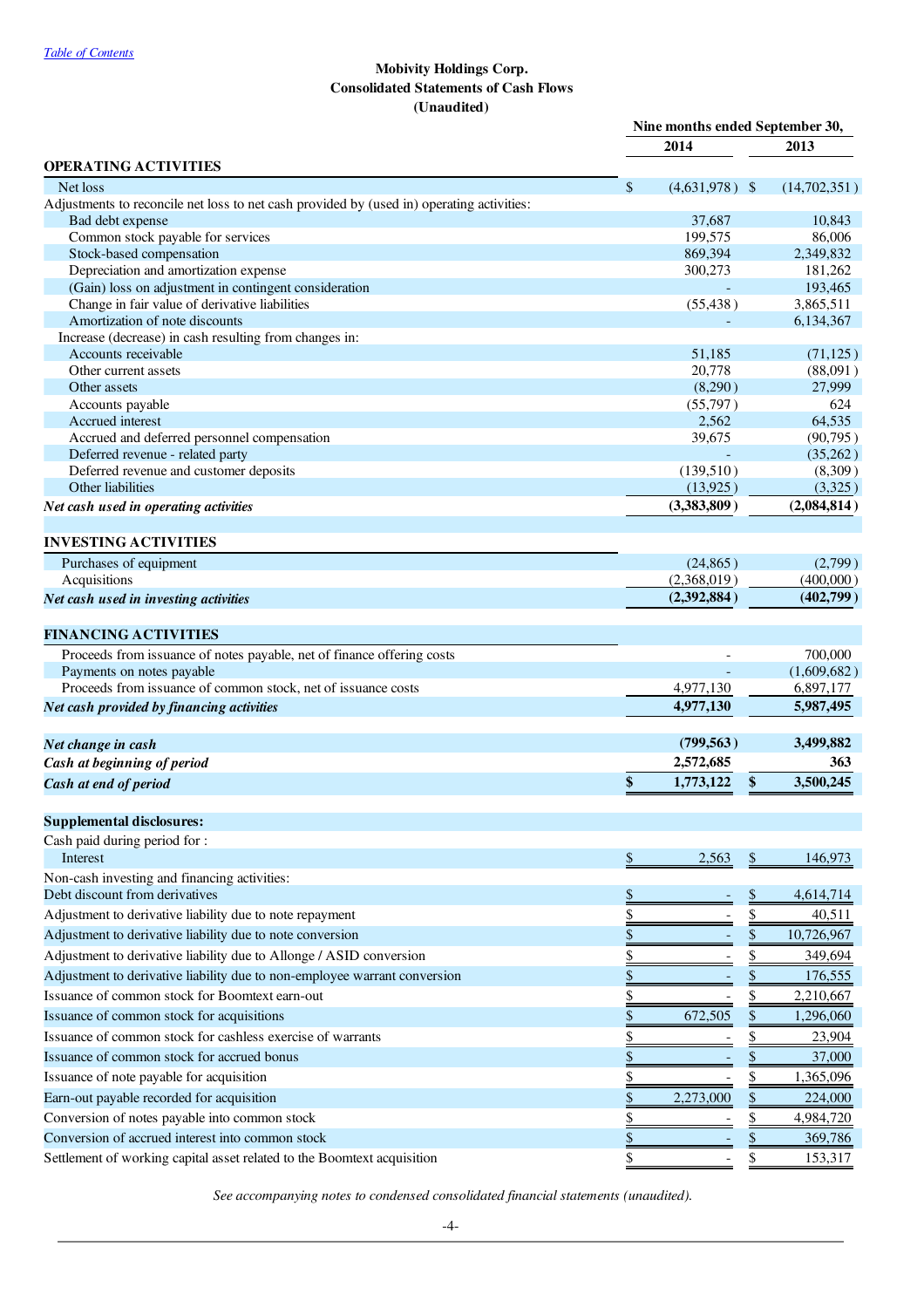[Table of Contents](#)

**Mobivity Holdings Corp.**
**Consolidated Statements of Cash Flows**
**(Unaudited)**

| | Nine months ended September 30, | |
|---|---|---|
| | 2014 | 2013 |
| **OPERATING ACTIVITIES** | | |
| Net loss | $ (4,631,978) | $ (14,702,351) |
| Adjustments to reconcile net loss to net cash provided by (used in) operating activities: | | |
| Bad debt expense | 37,687 | 10,843 |
| Common stock payable for services | 199,575 | 86,006 |
| Stock-based compensation | 869,394 | 2,349,832 |
| Depreciation and amortization expense | 300,273 | 181,262 |
| (Gain) loss on adjustment in contingent consideration | - | 193,465 |
| Change in fair value of derivative liabilities | (55,438) | 3,865,511 |
| Amortization of note discounts | - | 6,134,367 |
| Increase (decrease) in cash resulting from changes in: | | |
| Accounts receivable | 51,185 | (71,125) |
| Other current assets | 20,778 | (88,091) |
| Other assets | (8,290) | 27,999 |
| Accounts payable | (55,797) | 624 |
| Accrued interest | 2,562 | 64,535 |
| Accrued and deferred personnel compensation | 39,675 | (90,795) |
| Deferred revenue - related party | - | (35,262) |
| Deferred revenue and customer deposits | (139,510) | (8,309) |
| Other liabilities | (13,925) | (3,325) |
| ***Net cash used in operating activities*** | **(3,383,809)** | **(2,084,814)** |
| | | |
| **INVESTING ACTIVITIES** | | |
| Purchases of equipment | (24,865) | (2,799) |
| Acquisitions | (2,368,019) | (400,000) |
| ***Net cash used in investing activities*** | **(2,392,884)** | **(402,799)** |
| | | |
| **FINANCING ACTIVITIES** | | |
| Proceeds from issuance of notes payable, net of finance offering costs | - | 700,000 |
| Payments on notes payable | - | (1,609,682) |
| Proceeds from issuance of common stock, net of issuance costs | 4,977,130 | 6,897,177 |
| ***Net cash provided by financing activities*** | **4,977,130** | **5,987,495** |
| | | |
| ***Net change in cash*** | **(799,563)** | **3,499,882** |
| ***Cash at beginning of period*** | **2,572,685** | **363** |
| ***Cash at end of period*** | **$ 1,773,122** | **$ 3,500,245** |
| | | |
| **Supplemental disclosures:** | | |
| Cash paid during period for : | | |
| Interest | $ 2,563 | $ 146,973 |
| Non-cash investing and financing activities: | | |
| Debt discount from derivatives | $ - | $ 4,614,714 |
| Adjustment to derivative liability due to note repayment | $ - | $ 40,511 |
| Adjustment to derivative liability due to note conversion | $ - | $ 10,726,967 |
| Adjustment to derivative liability due to Allonge / ASID conversion | $ - | $ 349,694 |
| Adjustment to derivative liability due to non-employee warrant conversion | $ - | $ 176,555 |
| Issuance of common stock for Boomtext earn-out | $ - | $ 2,210,667 |
| Issuance of common stock for acquisitions | $ 672,505 | $ 1,296,060 |
| Issuance of common stock for cashless exercise of warrants | $ - | $ 23,904 |
| Issuance of common stock for accrued bonus | $ - | $ 37,000 |
| Issuance of note payable for acquisition | $ - | $ 1,365,096 |
| Earn-out payable recorded for acquisition | $ 2,273,000 | $ 224,000 |
| Conversion of notes payable into common stock | $ - | $ 4,984,720 |
| Conversion of accrued interest into common stock | $ - | $ 369,786 |
| Settlement of working capital asset related to the Boomtext acquisition | $ - | $ 153,317 |

*See accompanying notes to condensed consolidated financial statements (unaudited).*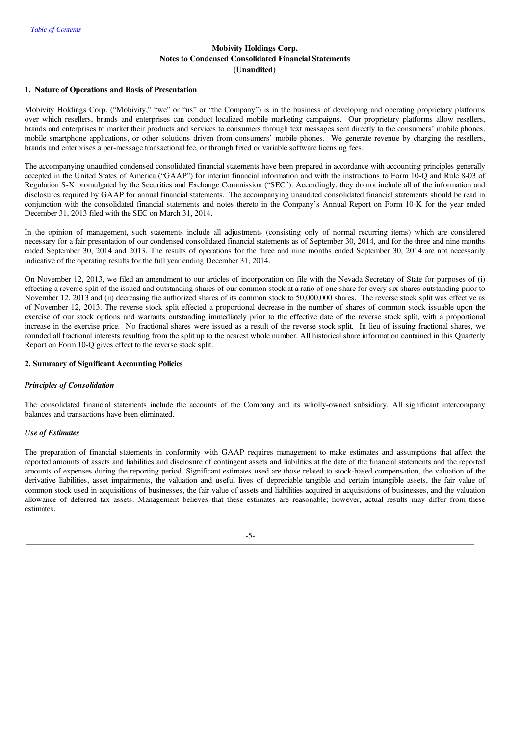**Mobivity Holdings Corp.**
**Notes to Condensed Consolidated Financial Statements**
**(Unaudited)**

## 1. Nature of Operations and Basis of Presentation

Mobivity Holdings Corp. ("Mobivity," "we" or "us" or "the Company") is in the business of developing and operating proprietary platforms over which resellers, brands and enterprises can conduct localized mobile marketing campaigns. Our proprietary platforms allow resellers, brands and enterprises to market their products and services to consumers through text messages sent directly to the consumers' mobile phones, mobile smartphone applications, or other solutions driven from consumers' mobile phones. We generate revenue by charging the resellers, brands and enterprises a per-message transactional fee, or through fixed or variable software licensing fees.

The accompanying unaudited condensed consolidated financial statements have been prepared in accordance with accounting principles generally accepted in the United States of America ("GAAP") for interim financial information and with the instructions to Form 10-Q and Rule 8-03 of Regulation S-X promulgated by the Securities and Exchange Commission ("SEC"). Accordingly, they do not include all of the information and disclosures required by GAAP for annual financial statements. The accompanying unaudited consolidated financial statements should be read in conjunction with the consolidated financial statements and notes thereto in the Company's Annual Report on Form 10-K for the year ended December 31, 2013 filed with the SEC on March 31, 2014.

In the opinion of management, such statements include all adjustments (consisting only of normal recurring items) which are considered necessary for a fair presentation of our condensed consolidated financial statements as of September 30, 2014, and for the three and nine months ended September 30, 2014 and 2013. The results of operations for the three and nine months ended September 30, 2014 are not necessarily indicative of the operating results for the full year ending December 31, 2014.

On November 12, 2013, we filed an amendment to our articles of incorporation on file with the Nevada Secretary of State for purposes of (i) effecting a reverse split of the issued and outstanding shares of our common stock at a ratio of one share for every six shares outstanding prior to November 12, 2013 and (ii) decreasing the authorized shares of its common stock to 50,000,000 shares. The reverse stock split was effective as of November 12, 2013. The reverse stock split effected a proportional decrease in the number of shares of common stock issuable upon the exercise of our stock options and warrants outstanding immediately prior to the effective date of the reverse stock split, with a proportional increase in the exercise price. No fractional shares were issued as a result of the reverse stock split. In lieu of issuing fractional shares, we rounded all fractional interests resulting from the split up to the nearest whole number. All historical share information contained in this Quarterly Report on Form 10-Q gives effect to the reverse stock split.

## 2. Summary of Significant Accounting Policies

### *Principles of Consolidation*

The consolidated financial statements include the accounts of the Company and its wholly-owned subsidiary. All significant intercompany balances and transactions have been eliminated.

### *Use of Estimates*

The preparation of financial statements in conformity with GAAP requires management to make estimates and assumptions that affect the reported amounts of assets and liabilities and disclosure of contingent assets and liabilities at the date of the financial statements and the reported amounts of expenses during the reporting period. Significant estimates used are those related to stock-based compensation, the valuation of the derivative liabilities, asset impairments, the valuation and useful lives of depreciable tangible and certain intangible assets, the fair value of common stock used in acquisitions of businesses, the fair value of assets and liabilities acquired in acquisitions of businesses, and the valuation allowance of deferred tax assets. Management believes that these estimates are reasonable; however, actual results may differ from these estimates.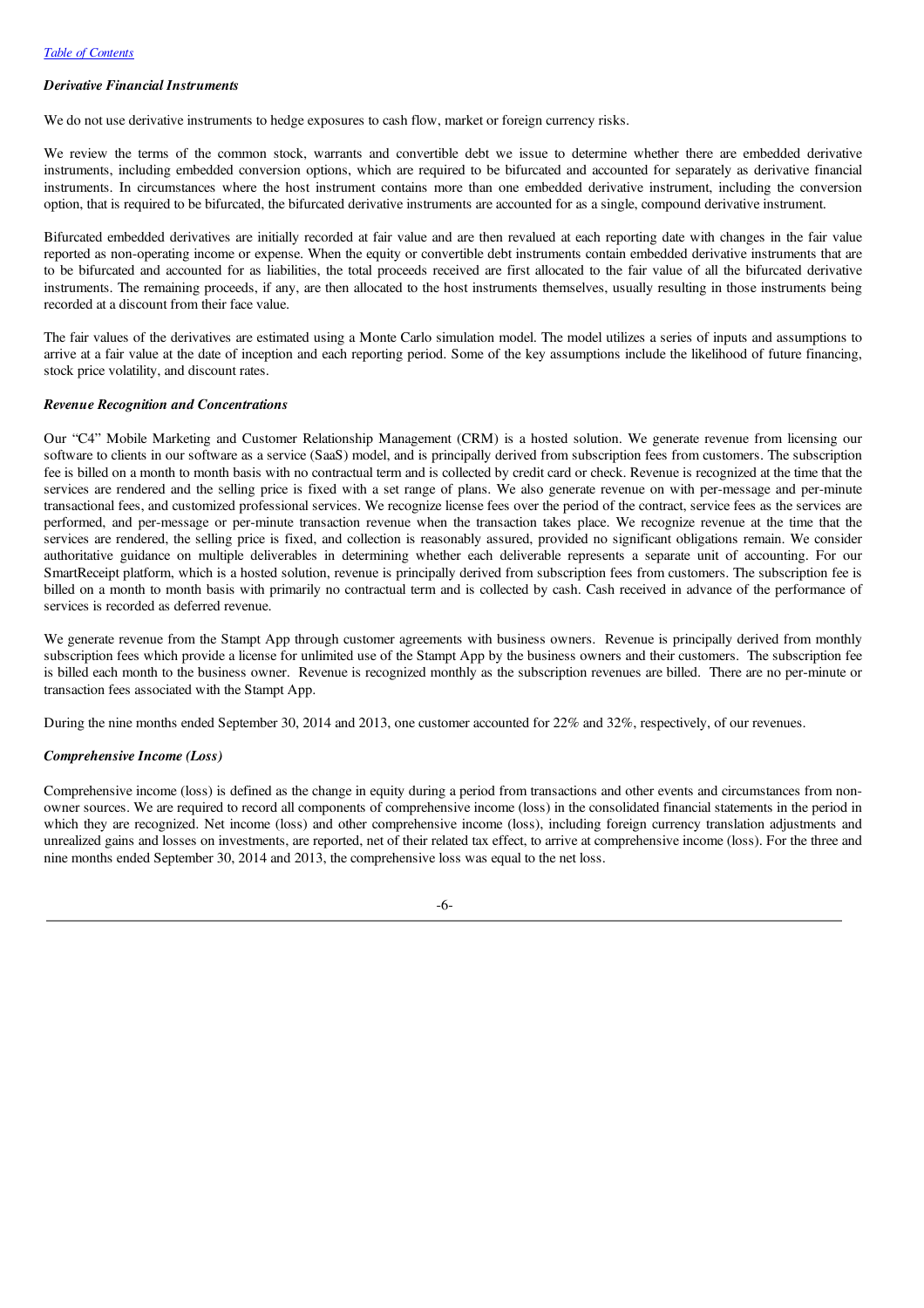### *Derivative Financial Instruments*

We do not use derivative instruments to hedge exposures to cash flow, market or foreign currency risks.

We review the terms of the common stock, warrants and convertible debt we issue to determine whether there are embedded derivative instruments, including embedded conversion options, which are required to be bifurcated and accounted for separately as derivative financial instruments. In circumstances where the host instrument contains more than one embedded derivative instrument, including the conversion option, that is required to be bifurcated, the bifurcated derivative instruments are accounted for as a single, compound derivative instrument.

Bifurcated embedded derivatives are initially recorded at fair value and are then revalued at each reporting date with changes in the fair value reported as non-operating income or expense. When the equity or convertible debt instruments contain embedded derivative instruments that are to be bifurcated and accounted for as liabilities, the total proceeds received are first allocated to the fair value of all the bifurcated derivative instruments. The remaining proceeds, if any, are then allocated to the host instruments themselves, usually resulting in those instruments being recorded at a discount from their face value.

The fair values of the derivatives are estimated using a Monte Carlo simulation model. The model utilizes a series of inputs and assumptions to arrive at a fair value at the date of inception and each reporting period. Some of the key assumptions include the likelihood of future financing, stock price volatility, and discount rates.

### *Revenue Recognition and Concentrations*

Our "C4" Mobile Marketing and Customer Relationship Management (CRM) is a hosted solution. We generate revenue from licensing our software to clients in our software as a service (SaaS) model, and is principally derived from subscription fees from customers. The subscription fee is billed on a month to month basis with no contractual term and is collected by credit card or check. Revenue is recognized at the time that the services are rendered and the selling price is fixed with a set range of plans. We also generate revenue on with per-message and per-minute transactional fees, and customized professional services. We recognize license fees over the period of the contract, service fees as the services are performed, and per-message or per-minute transaction revenue when the transaction takes place. We recognize revenue at the time that the services are rendered, the selling price is fixed, and collection is reasonably assured, provided no significant obligations remain. We consider authoritative guidance on multiple deliverables in determining whether each deliverable represents a separate unit of accounting. For our SmartReceipt platform, which is a hosted solution, revenue is principally derived from subscription fees from customers. The subscription fee is billed on a month to month basis with primarily no contractual term and is collected by cash. Cash received in advance of the performance of services is recorded as deferred revenue.

We generate revenue from the Stampt App through customer agreements with business owners. Revenue is principally derived from monthly subscription fees which provide a license for unlimited use of the Stampt App by the business owners and their customers. The subscription fee is billed each month to the business owner. Revenue is recognized monthly as the subscription revenues are billed. There are no per-minute or transaction fees associated with the Stampt App.

During the nine months ended September 30, 2014 and 2013, one customer accounted for 22% and 32%, respectively, of our revenues.

### *Comprehensive Income (Loss)*

Comprehensive income (loss) is defined as the change in equity during a period from transactions and other events and circumstances from non-owner sources. We are required to record all components of comprehensive income (loss) in the consolidated financial statements in the period in which they are recognized. Net income (loss) and other comprehensive income (loss), including foreign currency translation adjustments and unrealized gains and losses on investments, are reported, net of their related tax effect, to arrive at comprehensive income (loss). For the three and nine months ended September 30, 2014 and 2013, the comprehensive loss was equal to the net loss.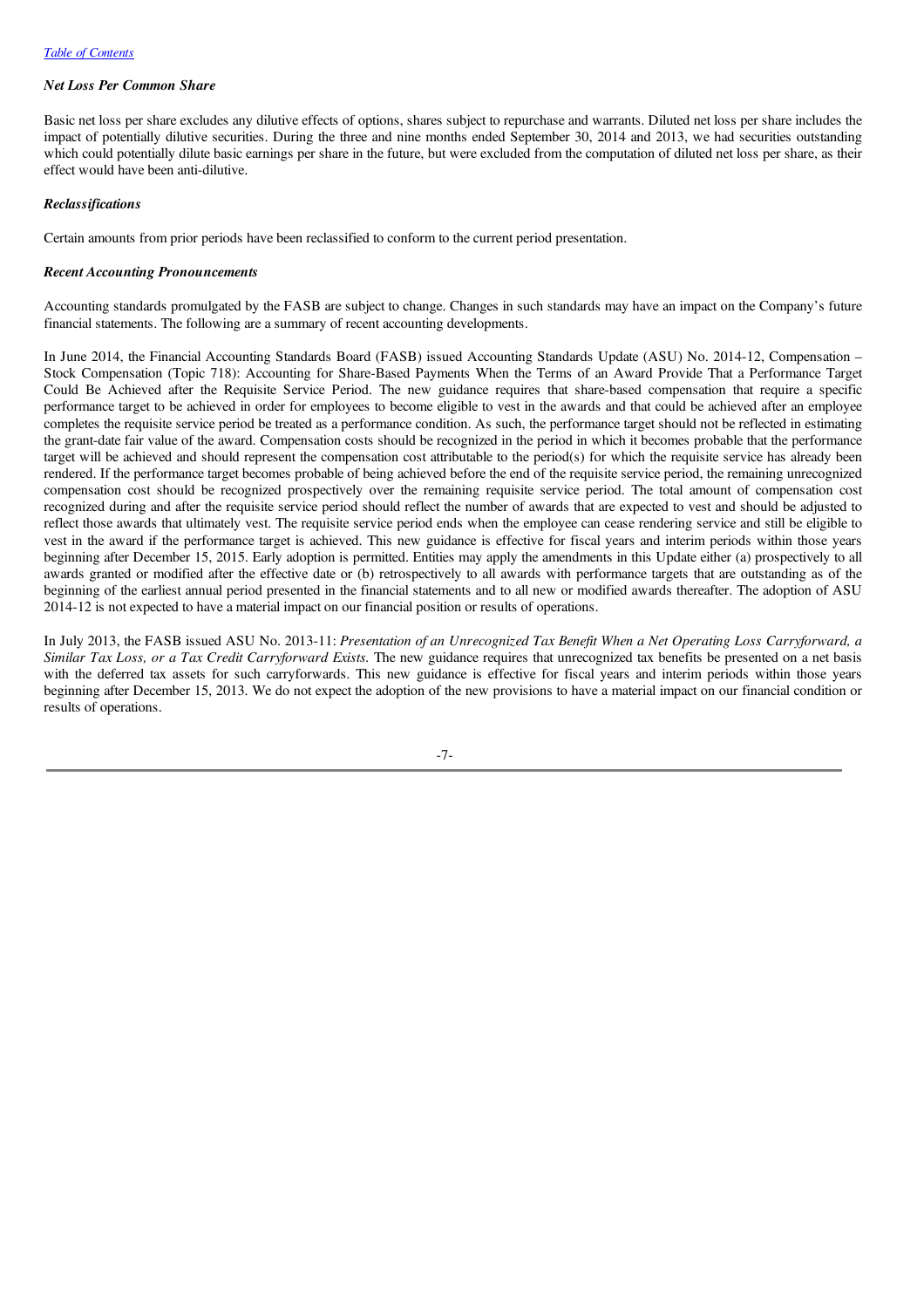### *Net Loss Per Common Share*

Basic net loss per share excludes any dilutive effects of options, shares subject to repurchase and warrants. Diluted net loss per share includes the impact of potentially dilutive securities. During the three and nine months ended September 30, 2014 and 2013, we had securities outstanding which could potentially dilute basic earnings per share in the future, but were excluded from the computation of diluted net loss per share, as their effect would have been anti-dilutive.

### *Reclassifications*

Certain amounts from prior periods have been reclassified to conform to the current period presentation.

### *Recent Accounting Pronouncements*

Accounting standards promulgated by the FASB are subject to change. Changes in such standards may have an impact on the Company's future financial statements. The following are a summary of recent accounting developments.

In June 2014, the Financial Accounting Standards Board (FASB) issued Accounting Standards Update (ASU) No. 2014-12, Compensation – Stock Compensation (Topic 718): Accounting for Share-Based Payments When the Terms of an Award Provide That a Performance Target Could Be Achieved after the Requisite Service Period. The new guidance requires that share-based compensation that require a specific performance target to be achieved in order for employees to become eligible to vest in the awards and that could be achieved after an employee completes the requisite service period be treated as a performance condition. As such, the performance target should not be reflected in estimating the grant-date fair value of the award. Compensation costs should be recognized in the period in which it becomes probable that the performance target will be achieved and should represent the compensation cost attributable to the period(s) for which the requisite service has already been rendered. If the performance target becomes probable of being achieved before the end of the requisite service period, the remaining unrecognized compensation cost should be recognized prospectively over the remaining requisite service period. The total amount of compensation cost recognized during and after the requisite service period should reflect the number of awards that are expected to vest and should be adjusted to reflect those awards that ultimately vest. The requisite service period ends when the employee can cease rendering service and still be eligible to vest in the award if the performance target is achieved. This new guidance is effective for fiscal years and interim periods within those years beginning after December 15, 2015. Early adoption is permitted. Entities may apply the amendments in this Update either (a) prospectively to all awards granted or modified after the effective date or (b) retrospectively to all awards with performance targets that are outstanding as of the beginning of the earliest annual period presented in the financial statements and to all new or modified awards thereafter. The adoption of ASU 2014-12 is not expected to have a material impact on our financial position or results of operations.

In July 2013, the FASB issued ASU No. 2013-11: *Presentation of an Unrecognized Tax Benefit When a Net Operating Loss Carryforward, a Similar Tax Loss, or a Tax Credit Carryforward Exists.* The new guidance requires that unrecognized tax benefits be presented on a net basis with the deferred tax assets for such carryforwards. This new guidance is effective for fiscal years and interim periods within those years beginning after December 15, 2013. We do not expect the adoption of the new provisions to have a material impact on our financial condition or results of operations.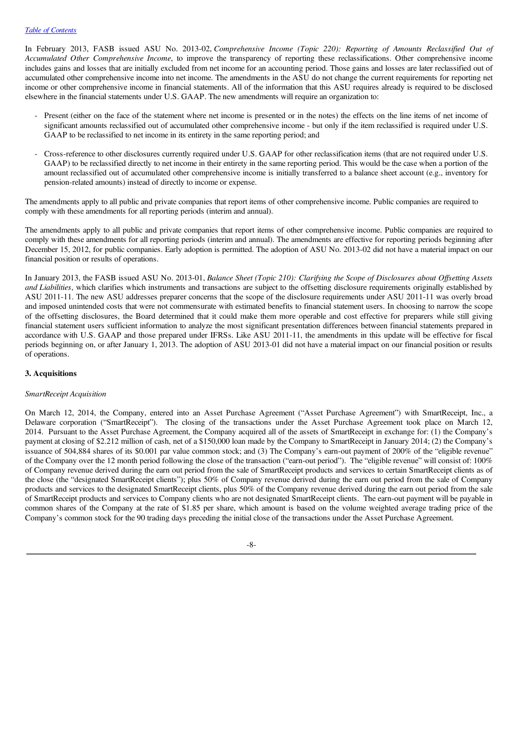In February 2013, FASB issued ASU No. 2013-02, *Comprehensive Income (Topic 220): Reporting of Amounts Reclassified Out of Accumulated Other Comprehensive Income*, to improve the transparency of reporting these reclassifications. Other comprehensive income includes gains and losses that are initially excluded from net income for an accounting period. Those gains and losses are later reclassified out of accumulated other comprehensive income into net income. The amendments in the ASU do not change the current requirements for reporting net income or other comprehensive income in financial statements. All of the information that this ASU requires already is required to be disclosed elsewhere in the financial statements under U.S. GAAP. The new amendments will require an organization to:

- Present (either on the face of the statement where net income is presented or in the notes) the effects on the line items of net income of significant amounts reclassified out of accumulated other comprehensive income - but only if the item reclassified is required under U.S. GAAP to be reclassified to net income in its entirety in the same reporting period; and

- Cross-reference to other disclosures currently required under U.S. GAAP for other reclassification items (that are not required under U.S. GAAP) to be reclassified directly to net income in their entirety in the same reporting period. This would be the case when a portion of the amount reclassified out of accumulated other comprehensive income is initially transferred to a balance sheet account (e.g., inventory for pension-related amounts) instead of directly to income or expense.

The amendments apply to all public and private companies that report items of other comprehensive income. Public companies are required to comply with these amendments for all reporting periods (interim and annual).

The amendments apply to all public and private companies that report items of other comprehensive income. Public companies are required to comply with these amendments for all reporting periods (interim and annual). The amendments are effective for reporting periods beginning after December 15, 2012, for public companies. Early adoption is permitted. The adoption of ASU No. 2013-02 did not have a material impact on our financial position or results of operations.

In January 2013, the FASB issued ASU No. 2013-01, *Balance Sheet (Topic 210): Clarifying the Scope of Disclosures about Offsetting Assets and Liabilities*, which clarifies which instruments and transactions are subject to the offsetting disclosure requirements originally established by ASU 2011-11. The new ASU addresses preparer concerns that the scope of the disclosure requirements under ASU 2011-11 was overly broad and imposed unintended costs that were not commensurate with estimated benefits to financial statement users. In choosing to narrow the scope of the offsetting disclosures, the Board determined that it could make them more operable and cost effective for preparers while still giving financial statement users sufficient information to analyze the most significant presentation differences between financial statements prepared in accordance with U.S. GAAP and those prepared under IFRSs. Like ASU 2011-11, the amendments in this update will be effective for fiscal periods beginning on, or after January 1, 2013. The adoption of ASU 2013-01 did not have a material impact on our financial position or results of operations.

**3. Acquisitions**

*SmartReceipt Acquisition*

On March 12, 2014, the Company, entered into an Asset Purchase Agreement ("Asset Purchase Agreement") with SmartReceipt, Inc., a Delaware corporation ("SmartReceipt"). The closing of the transactions under the Asset Purchase Agreement took place on March 12, 2014. Pursuant to the Asset Purchase Agreement, the Company acquired all of the assets of SmartReceipt in exchange for: (1) the Company's payment at closing of $2.212 million of cash, net of a $150,000 loan made by the Company to SmartReceipt in January 2014; (2) the Company's issuance of 504,884 shares of its $0.001 par value common stock; and (3) The Company's earn-out payment of 200% of the "eligible revenue" of the Company over the 12 month period following the close of the transaction ("earn-out period"). The "eligible revenue" will consist of: 100% of Company revenue derived during the earn out period from the sale of SmartReceipt products and services to certain SmartReceipt clients as of the close (the "designated SmartReceipt clients"); plus 50% of Company revenue derived during the earn out period from the sale of Company products and services to the designated SmartReceipt clients, plus 50% of the Company revenue derived during the earn out period from the sale of SmartReceipt products and services to Company clients who are not designated SmartReceipt clients. The earn-out payment will be payable in common shares of the Company at the rate of $1.85 per share, which amount is based on the volume weighted average trading price of the Company's common stock for the 90 trading days preceding the initial close of the transactions under the Asset Purchase Agreement.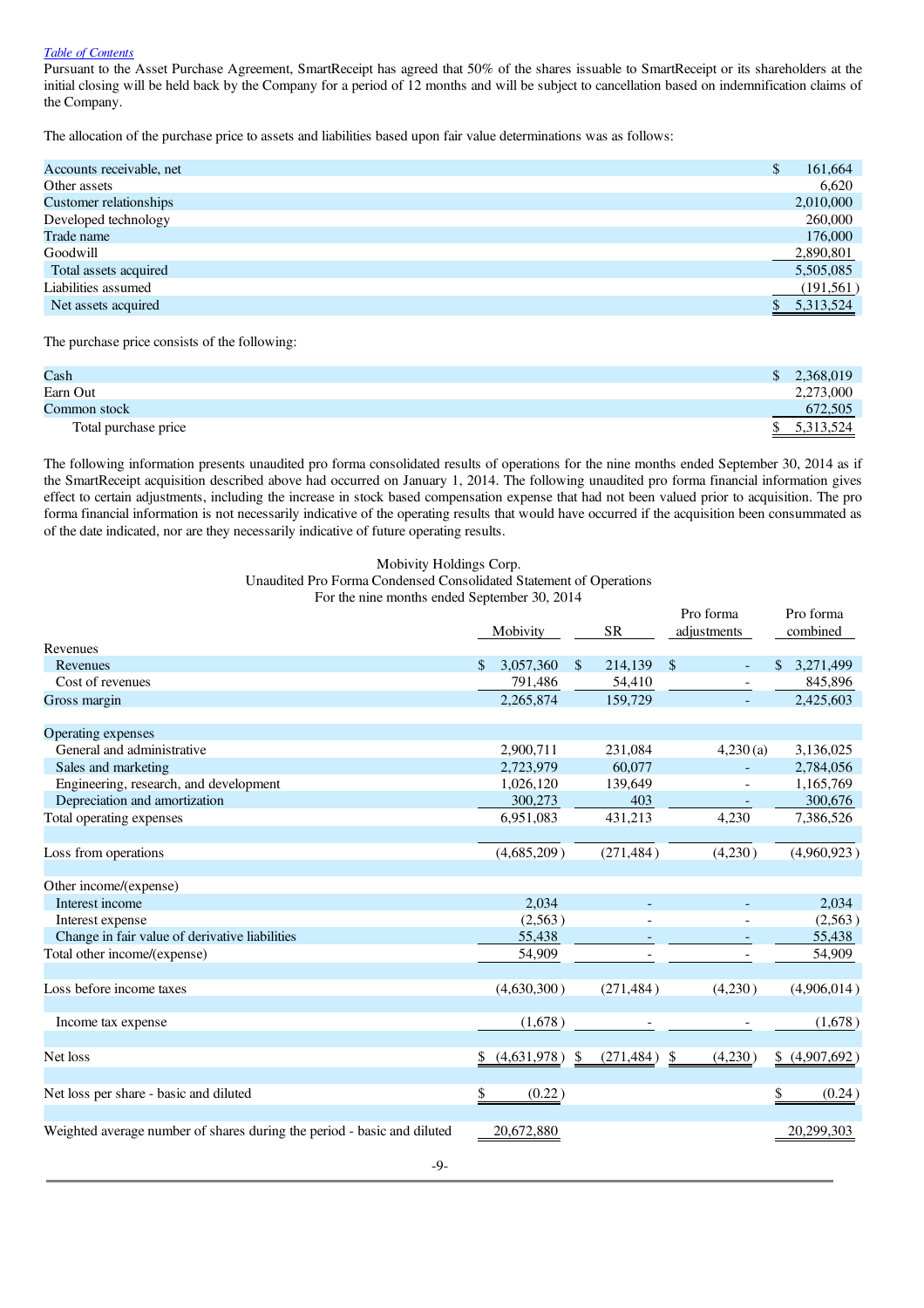[Table of Contents](#)

Pursuant to the Asset Purchase Agreement, SmartReceipt has agreed that 50% of the shares issuable to SmartReceipt or its shareholders at the initial closing will be held back by the Company for a period of 12 months and will be subject to cancellation based on indemnification claims of the Company.

The allocation of the purchase price to assets and liabilities based upon fair value determinations was as follows:

| | |
|---|---|
| Accounts receivable, net | $ 161,664 |
| Other assets | 6,620 |
| Customer relationships | 2,010,000 |
| Developed technology | 260,000 |
| Trade name | 176,000 |
| Goodwill | 2,890,801 |
| Total assets acquired | 5,505,085 |
| Liabilities assumed | (191,561) |
| Net assets acquired | $ 5,313,524 |

The purchase price consists of the following:

| | |
|---|---|
| Cash | $ 2,368,019 |
| Earn Out | 2,273,000 |
| Common stock | 672,505 |
| Total purchase price | $ 5,313,524 |

The following information presents unaudited pro forma consolidated results of operations for the nine months ended September 30, 2014 as if the SmartReceipt acquisition described above had occurred on January 1, 2014. The following unaudited pro forma financial information gives effect to certain adjustments, including the increase in stock based compensation expense that had not been valued prior to acquisition. The pro forma financial information is not necessarily indicative of the operating results that would have occurred if the acquisition been consummated as of the date indicated, nor are they necessarily indicative of future operating results.

Mobivity Holdings Corp.
Unaudited Pro Forma Condensed Consolidated Statement of Operations
For the nine months ended September 30, 2014

| | Mobivity | SR | Pro forma adjustments | Pro forma combined |
|---|---|---|---|---|
| Revenues | | | | |
| Revenues | $ 3,057,360 | $ 214,139 | $ - | $ 3,271,499 |
| Cost of revenues | 791,486 | 54,410 | - | 845,896 |
| Gross margin | 2,265,874 | 159,729 | - | 2,425,603 |
| | | | | |
| Operating expenses | | | | |
| General and administrative | 2,900,711 | 231,084 | 4,230 (a) | 3,136,025 |
| Sales and marketing | 2,723,979 | 60,077 | - | 2,784,056 |
| Engineering, research, and development | 1,026,120 | 139,649 | - | 1,165,769 |
| Depreciation and amortization | 300,273 | 403 | - | 300,676 |
| Total operating expenses | 6,951,083 | 431,213 | 4,230 | 7,386,526 |
| | | | | |
| Loss from operations | (4,685,209) | (271,484) | (4,230) | (4,960,923) |
| | | | | |
| Other income/(expense) | | | | |
| Interest income | 2,034 | - | - | 2,034 |
| Interest expense | (2,563) | - | - | (2,563) |
| Change in fair value of derivative liabilities | 55,438 | - | - | 55,438 |
| Total other income/(expense) | 54,909 | - | - | 54,909 |
| | | | | |
| Loss before income taxes | (4,630,300) | (271,484) | (4,230) | (4,906,014) |
| | | | | |
| Income tax expense | (1,678) | - | - | (1,678) |
| | | | | |
| Net loss | $ (4,631,978) | $ (271,484) | $ (4,230) | $ (4,907,692) |
| | | | | |
| Net loss per share - basic and diluted | $ (0.22) | | | $ (0.24) |
| | | | | |
| Weighted average number of shares during the period - basic and diluted | 20,672,880 | | | 20,299,303 |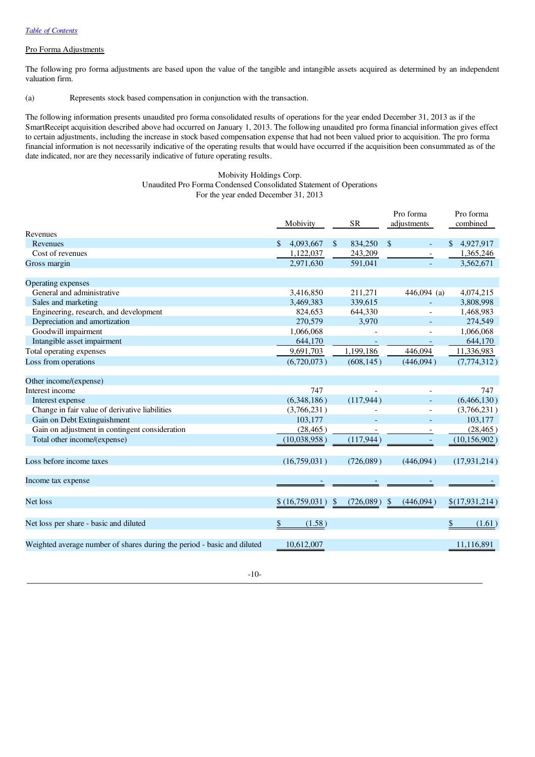[Table of Contents](#)

Pro Forma Adjustments

The following pro forma adjustments are based upon the value of the tangible and intangible assets acquired as determined by an independent valuation firm.

(a) Represents stock based compensation in conjunction with the transaction.

The following information presents unaudited pro forma consolidated results of operations for the year ended December 31, 2013 as if the SmartReceipt acquisition described above had occurred on January 1, 2013. The following unaudited pro forma financial information gives effect to certain adjustments, including the increase in stock based compensation expense that had not been valued prior to acquisition. The pro forma financial information is not necessarily indicative of the operating results that would have occurred if the acquisition been consummated as of the date indicated, nor are they necessarily indicative of future operating results.

Mobivity Holdings Corp.
Unaudited Pro Forma Condensed Consolidated Statement of Operations
For the year ended December 31, 2013

| | Mobivity | SR | Pro forma adjustments | Pro forma combined |
|---|---|---|---|---|
| Revenues | | | | |
| Revenues | $ 4,093,667 | $ 834,250 | $ - | $ 4,927,917 |
| Cost of revenues | 1,122,037 | 243,209 | - | 1,365,246 |
| Gross margin | 2,971,630 | 591,041 | - | 3,562,671 |
| | | | | |
| Operating expenses | | | | |
| General and administrative | 3,416,850 | 211,271 | 446,094 (a) | 4,074,215 |
| Sales and marketing | 3,469,383 | 339,615 | - | 3,808,998 |
| Engineering, research, and development | 824,653 | 644,330 | - | 1,468,983 |
| Depreciation and amortization | 270,579 | 3,970 | - | 274,549 |
| Goodwill impairment | 1,066,068 | - | - | 1,066,068 |
| Intangible asset impairment | 644,170 | - | - | 644,170 |
| Total operating expenses | 9,691,703 | 1,199,186 | 446,094 | 11,336,983 |
| Loss from operations | (6,720,073) | (608,145) | (446,094) | (7,774,312) |
| | | | | |
| Other income/(expense) | | | | |
| Interest income | 747 | - | - | 747 |
| Interest expense | (6,348,186) | (117,944) | - | (6,466,130) |
| Change in fair value of derivative liabilities | (3,766,231) | - | - | (3,766,231) |
| Gain on Debt Extinguishment | 103,177 | - | - | 103,177 |
| Gain on adjustment in contingent consideration | (28,465) | - | - | (28,465) |
| Total other income/(expense) | (10,038,958) | (117,944) | - | (10,156,902) |
| | | | | |
| Loss before income taxes | (16,759,031) | (726,089) | (446,094) | (17,931,214) |
| | | | | |
| Income tax expense | - | - | - | - |
| | | | | |
| Net loss | $ (16,759,031) | $ (726,089) | $ (446,094) | $(17,931,214) |
| | | | | |
| Net loss per share - basic and diluted | $ (1.58) | | | $ (1.61) |
| | | | | |
| Weighted average number of shares during the period - basic and diluted | 10,612,007 | | | 11,116,891 |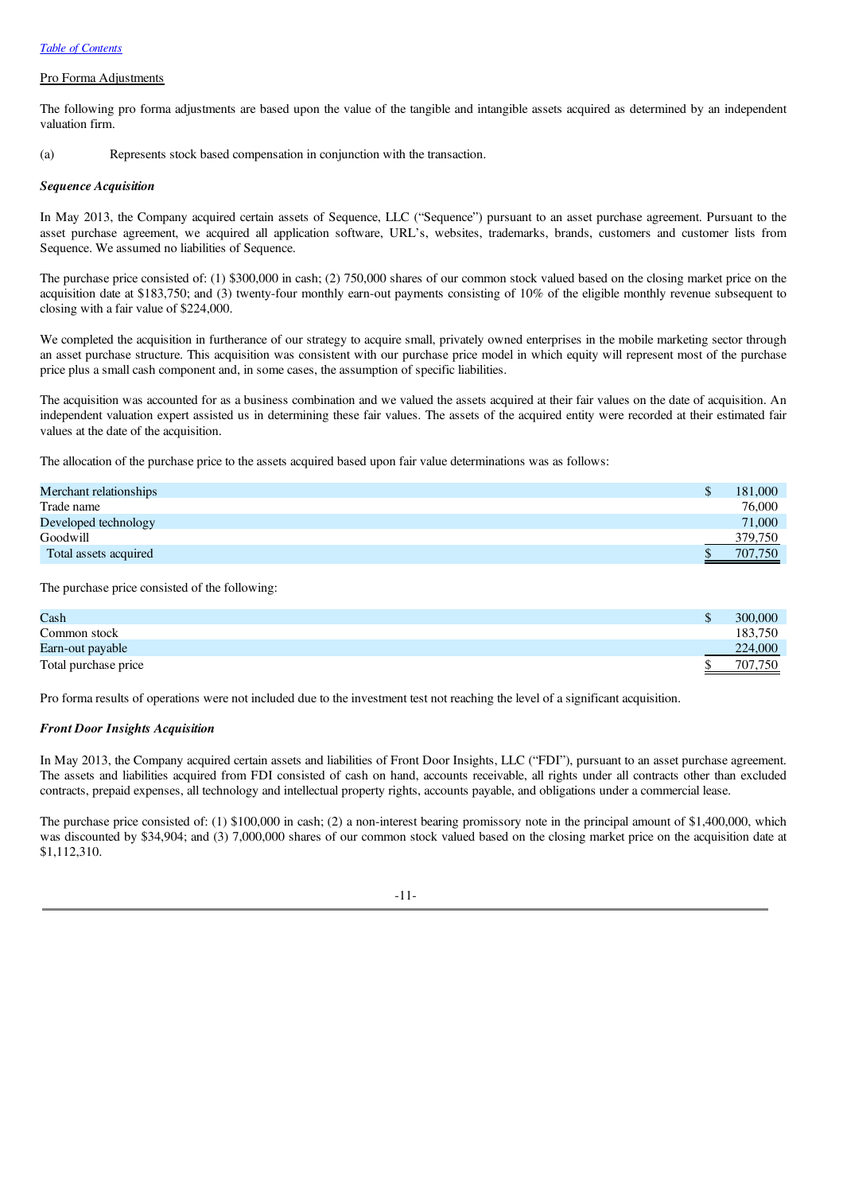Pro Forma Adjustments

The following pro forma adjustments are based upon the value of the tangible and intangible assets acquired as determined by an independent valuation firm.

(a) Represents stock based compensation in conjunction with the transaction.

***Sequence Acquisition***

In May 2013, the Company acquired certain assets of Sequence, LLC ("Sequence") pursuant to an asset purchase agreement. Pursuant to the asset purchase agreement, we acquired all application software, URL's, websites, trademarks, brands, customers and customer lists from Sequence. We assumed no liabilities of Sequence.

The purchase price consisted of: (1) $300,000 in cash; (2) 750,000 shares of our common stock valued based on the closing market price on the acquisition date at $183,750; and (3) twenty-four monthly earn-out payments consisting of 10% of the eligible monthly revenue subsequent to closing with a fair value of $224,000.

We completed the acquisition in furtherance of our strategy to acquire small, privately owned enterprises in the mobile marketing sector through an asset purchase structure. This acquisition was consistent with our purchase price model in which equity will represent most of the purchase price plus a small cash component and, in some cases, the assumption of specific liabilities.

The acquisition was accounted for as a business combination and we valued the assets acquired at their fair values on the date of acquisition. An independent valuation expert assisted us in determining these fair values. The assets of the acquired entity were recorded at their estimated fair values at the date of the acquisition.

The allocation of the purchase price to the assets acquired based upon fair value determinations was as follows:

| | | |
|---|---|---|
| Merchant relationships | $ | 181,000 |
| Trade name | | 76,000 |
| Developed technology | | 71,000 |
| Goodwill | | 379,750 |
| Total assets acquired | $ | 707,750 |

The purchase price consisted of the following:

| | | |
|---|---|---|
| Cash | $ | 300,000 |
| Common stock | | 183,750 |
| Earn-out payable | | 224,000 |
| Total purchase price | $ | 707,750 |

Pro forma results of operations were not included due to the investment test not reaching the level of a significant acquisition.

***Front Door Insights Acquisition***

In May 2013, the Company acquired certain assets and liabilities of Front Door Insights, LLC ("FDI"), pursuant to an asset purchase agreement. The assets and liabilities acquired from FDI consisted of cash on hand, accounts receivable, all rights under all contracts other than excluded contracts, prepaid expenses, all technology and intellectual property rights, accounts payable, and obligations under a commercial lease.

The purchase price consisted of: (1) $100,000 in cash; (2) a non-interest bearing promissory note in the principal amount of $1,400,000, which was discounted by $34,904; and (3) 7,000,000 shares of our common stock valued based on the closing market price on the acquisition date at $1,112,310.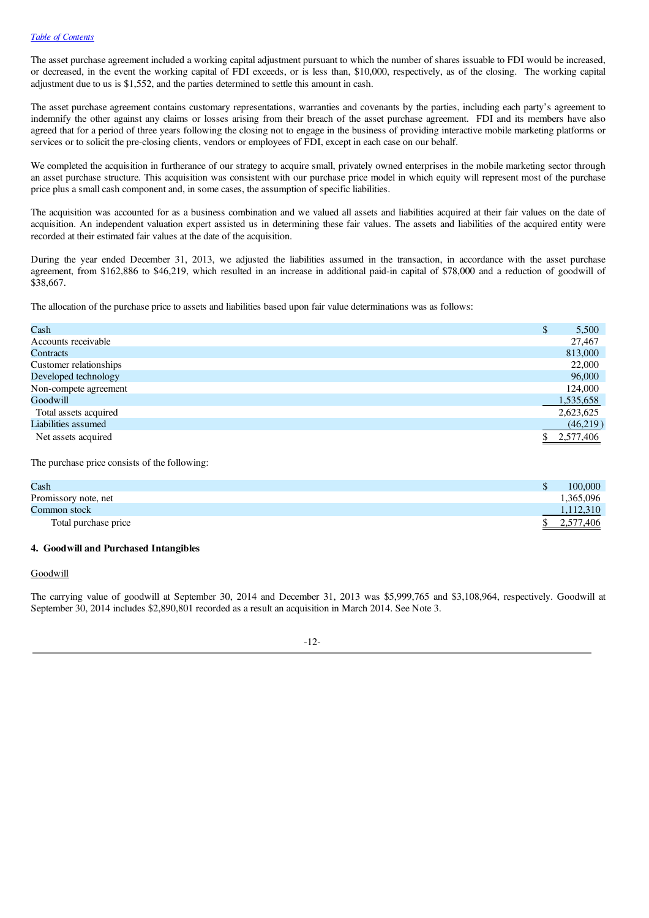The asset purchase agreement included a working capital adjustment pursuant to which the number of shares issuable to FDI would be increased, or decreased, in the event the working capital of FDI exceeds, or is less than, $10,000, respectively, as of the closing. The working capital adjustment due to us is $1,552, and the parties determined to settle this amount in cash.

The asset purchase agreement contains customary representations, warranties and covenants by the parties, including each party's agreement to indemnify the other against any claims or losses arising from their breach of the asset purchase agreement. FDI and its members have also agreed that for a period of three years following the closing not to engage in the business of providing interactive mobile marketing platforms or services or to solicit the pre-closing clients, vendors or employees of FDI, except in each case on our behalf.

We completed the acquisition in furtherance of our strategy to acquire small, privately owned enterprises in the mobile marketing sector through an asset purchase structure. This acquisition was consistent with our purchase price model in which equity will represent most of the purchase price plus a small cash component and, in some cases, the assumption of specific liabilities.

The acquisition was accounted for as a business combination and we valued all assets and liabilities acquired at their fair values on the date of acquisition. An independent valuation expert assisted us in determining these fair values. The assets and liabilities of the acquired entity were recorded at their estimated fair values at the date of the acquisition.

During the year ended December 31, 2013, we adjusted the liabilities assumed in the transaction, in accordance with the asset purchase agreement, from $162,886 to $46,219, which resulted in an increase in additional paid-in capital of $78,000 and a reduction of goodwill of $38,667.

The allocation of the purchase price to assets and liabilities based upon fair value determinations was as follows:

| | |
|---|---|
| Cash | $ 5,500 |
| Accounts receivable | 27,467 |
| Contracts | 813,000 |
| Customer relationships | 22,000 |
| Developed technology | 96,000 |
| Non-compete agreement | 124,000 |
| Goodwill | 1,535,658 |
| Total assets acquired | 2,623,625 |
| Liabilities assumed | (46,219) |
| Net assets acquired | $ 2,577,406 |

The purchase price consists of the following:

| | |
|---|---|
| Cash | $ 100,000 |
| Promissory note, net | 1,365,096 |
| Common stock | 1,112,310 |
| Total purchase price | $ 2,577,406 |

**4. Goodwill and Purchased Intangibles**

Goodwill

The carrying value of goodwill at September 30, 2014 and December 31, 2013 was $5,999,765 and $3,108,964, respectively. Goodwill at September 30, 2014 includes $2,890,801 recorded as a result an acquisition in March 2014. See Note 3.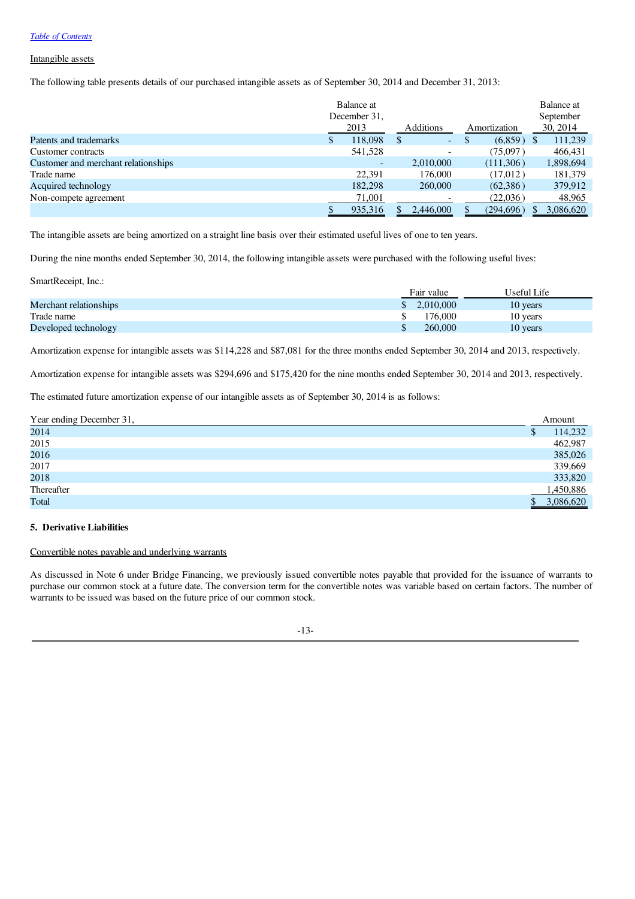Table of Contents

Intangible assets

The following table presents details of our purchased intangible assets as of September 30, 2014 and December 31, 2013:

| | Balance at December 31, 2013 | Additions | Amortization | Balance at September 30, 2014 |
|---|---|---|---|---|
| Patents and trademarks | $ 118,098 | $ - | $ (6,859) | $ 111,239 |
| Customer contracts | 541,528 | - | (75,097) | 466,431 |
| Customer and merchant relationships | - | 2,010,000 | (111,306) | 1,898,694 |
| Trade name | 22,391 | 176,000 | (17,012) | 181,379 |
| Acquired technology | 182,298 | 260,000 | (62,386) | 379,912 |
| Non-compete agreement | 71,001 | - | (22,036) | 48,965 |
| | $ 935,316 | $ 2,446,000 | $ (294,696) | $ 3,086,620 |

The intangible assets are being amortized on a straight line basis over their estimated useful lives of one to ten years.

During the nine months ended September 30, 2014, the following intangible assets were purchased with the following useful lives:

SmartReceipt, Inc.:

| | Fair value | Useful Life |
|---|---|---|
| Merchant relationships | $ 2,010,000 | 10 years |
| Trade name | $ 176,000 | 10 years |
| Developed technology | $ 260,000 | 10 years |

Amortization expense for intangible assets was $114,228 and $87,081 for the three months ended September 30, 2014 and 2013, respectively.

Amortization expense for intangible assets was $294,696 and $175,420 for the nine months ended September 30, 2014 and 2013, respectively.

The estimated future amortization expense of our intangible assets as of September 30, 2014 is as follows:

| Year ending December 31, | Amount |
|---|---|
| 2014 | $ 114,232 |
| 2015 | 462,987 |
| 2016 | 385,026 |
| 2017 | 339,669 |
| 2018 | 333,820 |
| Thereafter | 1,450,886 |
| Total | $ 3,086,620 |

**5. Derivative Liabilities**

Convertible notes payable and underlying warrants

As discussed in Note 6 under Bridge Financing, we previously issued convertible notes payable that provided for the issuance of warrants to purchase our common stock at a future date. The conversion term for the convertible notes was variable based on certain factors. The number of warrants to be issued was based on the future price of our common stock.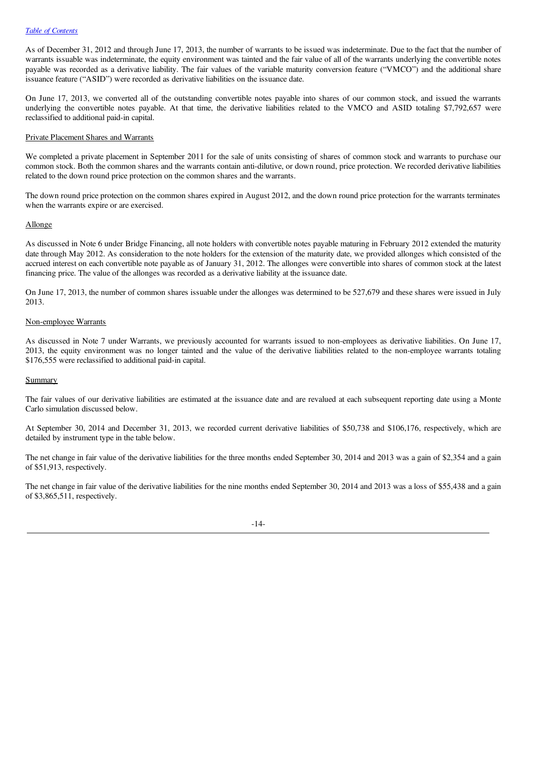As of December 31, 2012 and through June 17, 2013, the number of warrants to be issued was indeterminate. Due to the fact that the number of warrants issuable was indeterminate, the equity environment was tainted and the fair value of all of the warrants underlying the convertible notes payable was recorded as a derivative liability. The fair values of the variable maturity conversion feature ("VMCO") and the additional share issuance feature ("ASID") were recorded as derivative liabilities on the issuance date.

On June 17, 2013, we converted all of the outstanding convertible notes payable into shares of our common stock, and issued the warrants underlying the convertible notes payable. At that time, the derivative liabilities related to the VMCO and ASID totaling $7,792,657 were reclassified to additional paid-in capital.

Private Placement Shares and Warrants

We completed a private placement in September 2011 for the sale of units consisting of shares of common stock and warrants to purchase our common stock. Both the common shares and the warrants contain anti-dilutive, or down round, price protection. We recorded derivative liabilities related to the down round price protection on the common shares and the warrants.

The down round price protection on the common shares expired in August 2012, and the down round price protection for the warrants terminates when the warrants expire or are exercised.

Allonge

As discussed in Note 6 under Bridge Financing, all note holders with convertible notes payable maturing in February 2012 extended the maturity date through May 2012. As consideration to the note holders for the extension of the maturity date, we provided allonges which consisted of the accrued interest on each convertible note payable as of January 31, 2012. The allonges were convertible into shares of common stock at the latest financing price. The value of the allonges was recorded as a derivative liability at the issuance date.

On June 17, 2013, the number of common shares issuable under the allonges was determined to be 527,679 and these shares were issued in July 2013.

Non-employee Warrants

As discussed in Note 7 under Warrants, we previously accounted for warrants issued to non-employees as derivative liabilities. On June 17, 2013, the equity environment was no longer tainted and the value of the derivative liabilities related to the non-employee warrants totaling $176,555 were reclassified to additional paid-in capital.

Summary

The fair values of our derivative liabilities are estimated at the issuance date and are revalued at each subsequent reporting date using a Monte Carlo simulation discussed below.

At September 30, 2014 and December 31, 2013, we recorded current derivative liabilities of $50,738 and $106,176, respectively, which are detailed by instrument type in the table below.

The net change in fair value of the derivative liabilities for the three months ended September 30, 2014 and 2013 was a gain of $2,354 and a gain of $51,913, respectively.

The net change in fair value of the derivative liabilities for the nine months ended September 30, 2014 and 2013 was a loss of $55,438 and a gain of $3,865,511, respectively.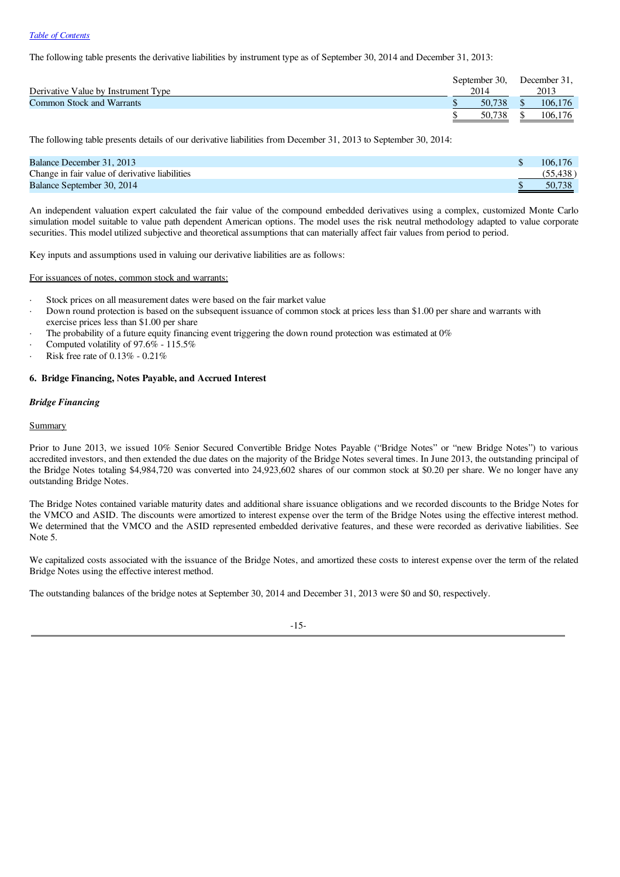The following table presents the derivative liabilities by instrument type as of September 30, 2014 and December 31, 2013:

| Derivative Value by Instrument Type | September 30, 2014 | December 31, 2013 |
|---|---|---|
| Common Stock and Warrants | $ 50,738 | $ 106,176 |
| | $ 50,738 | $ 106,176 |

The following table presents details of our derivative liabilities from December 31, 2013 to September 30, 2014:

| | |
|---|---|
| Balance December 31, 2013 | $ 106,176 |
| Change in fair value of derivative liabilities | (55,438 ) |
| Balance September 30, 2014 | $ 50,738 |

An independent valuation expert calculated the fair value of the compound embedded derivatives using a complex, customized Monte Carlo simulation model suitable to value path dependent American options. The model uses the risk neutral methodology adapted to value corporate securities. This model utilized subjective and theoretical assumptions that can materially affect fair values from period to period.

Key inputs and assumptions used in valuing our derivative liabilities are as follows:

For issuances of notes, common stock and warrants:

- Stock prices on all measurement dates were based on the fair market value
- Down round protection is based on the subsequent issuance of common stock at prices less than $1.00 per share and warrants with exercise prices less than $1.00 per share
- The probability of a future equity financing event triggering the down round protection was estimated at 0%
- Computed volatility of 97.6% - 115.5%
- Risk free rate of 0.13% - 0.21%

### 6. Bridge Financing, Notes Payable, and Accrued Interest

***Bridge Financing***

Summary

Prior to June 2013, we issued 10% Senior Secured Convertible Bridge Notes Payable ("Bridge Notes" or "new Bridge Notes") to various accredited investors, and then extended the due dates on the majority of the Bridge Notes several times. In June 2013, the outstanding principal of the Bridge Notes totaling $4,984,720 was converted into 24,923,602 shares of our common stock at $0.20 per share. We no longer have any outstanding Bridge Notes.

The Bridge Notes contained variable maturity dates and additional share issuance obligations and we recorded discounts to the Bridge Notes for the VMCO and ASID. The discounts were amortized to interest expense over the term of the Bridge Notes using the effective interest method. We determined that the VMCO and the ASID represented embedded derivative features, and these were recorded as derivative liabilities. See Note 5.

We capitalized costs associated with the issuance of the Bridge Notes, and amortized these costs to interest expense over the term of the related Bridge Notes using the effective interest method.

The outstanding balances of the bridge notes at September 30, 2014 and December 31, 2013 were $0 and $0, respectively.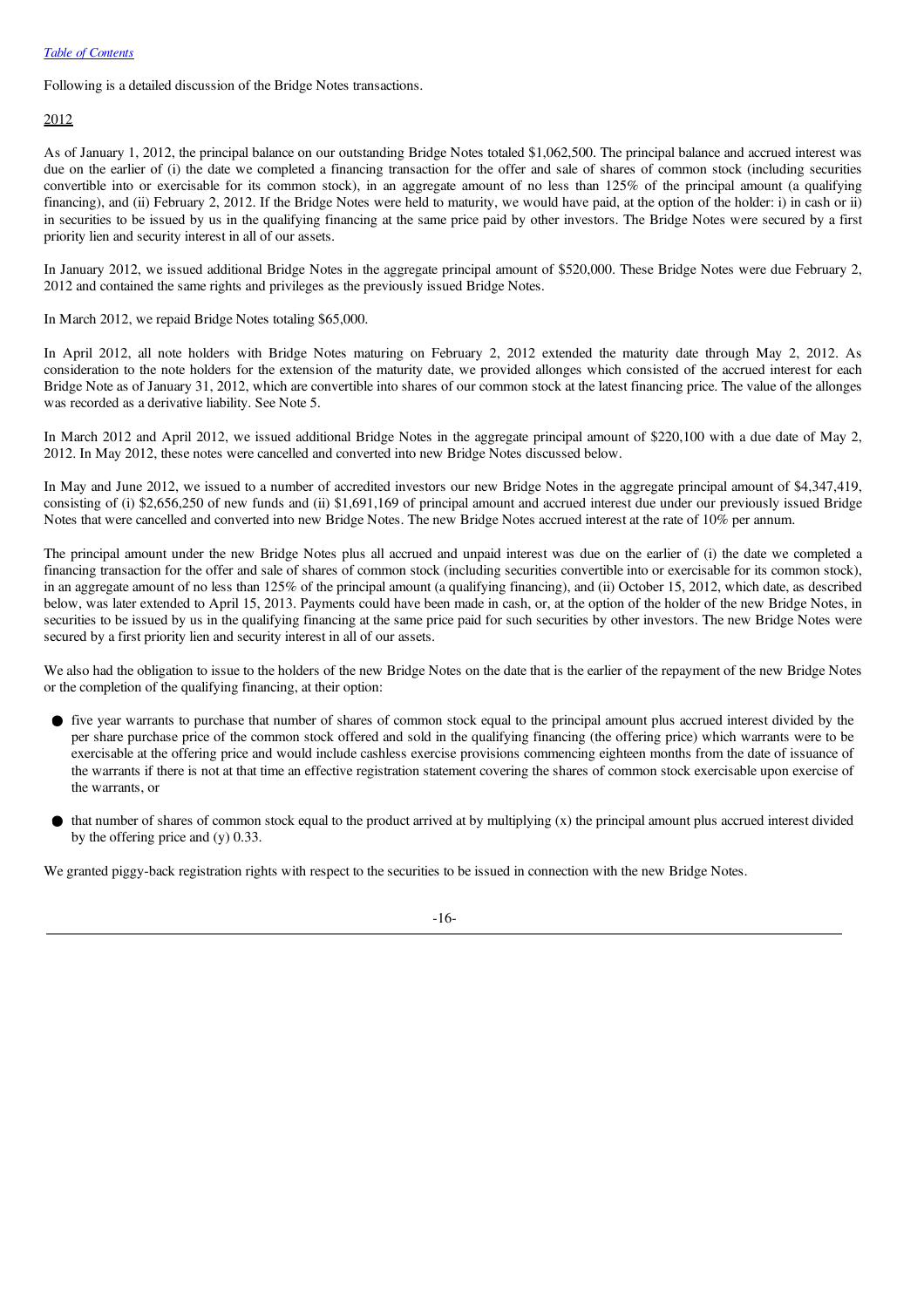Following is a detailed discussion of the Bridge Notes transactions.

2012

As of January 1, 2012, the principal balance on our outstanding Bridge Notes totaled $1,062,500. The principal balance and accrued interest was due on the earlier of (i) the date we completed a financing transaction for the offer and sale of shares of common stock (including securities convertible into or exercisable for its common stock), in an aggregate amount of no less than 125% of the principal amount (a qualifying financing), and (ii) February 2, 2012. If the Bridge Notes were held to maturity, we would have paid, at the option of the holder: i) in cash or ii) in securities to be issued by us in the qualifying financing at the same price paid by other investors. The Bridge Notes were secured by a first priority lien and security interest in all of our assets.

In January 2012, we issued additional Bridge Notes in the aggregate principal amount of $520,000. These Bridge Notes were due February 2, 2012 and contained the same rights and privileges as the previously issued Bridge Notes.

In March 2012, we repaid Bridge Notes totaling $65,000.

In April 2012, all note holders with Bridge Notes maturing on February 2, 2012 extended the maturity date through May 2, 2012. As consideration to the note holders for the extension of the maturity date, we provided allonges which consisted of the accrued interest for each Bridge Note as of January 31, 2012, which are convertible into shares of our common stock at the latest financing price. The value of the allonges was recorded as a derivative liability. See Note 5.

In March 2012 and April 2012, we issued additional Bridge Notes in the aggregate principal amount of $220,100 with a due date of May 2, 2012. In May 2012, these notes were cancelled and converted into new Bridge Notes discussed below.

In May and June 2012, we issued to a number of accredited investors our new Bridge Notes in the aggregate principal amount of $4,347,419, consisting of (i) $2,656,250 of new funds and (ii) $1,691,169 of principal amount and accrued interest due under our previously issued Bridge Notes that were cancelled and converted into new Bridge Notes. The new Bridge Notes accrued interest at the rate of 10% per annum.

The principal amount under the new Bridge Notes plus all accrued and unpaid interest was due on the earlier of (i) the date we completed a financing transaction for the offer and sale of shares of common stock (including securities convertible into or exercisable for its common stock), in an aggregate amount of no less than 125% of the principal amount (a qualifying financing), and (ii) October 15, 2012, which date, as described below, was later extended to April 15, 2013. Payments could have been made in cash, or, at the option of the holder of the new Bridge Notes, in securities to be issued by us in the qualifying financing at the same price paid for such securities by other investors. The new Bridge Notes were secured by a first priority lien and security interest in all of our assets.

We also had the obligation to issue to the holders of the new Bridge Notes on the date that is the earlier of the repayment of the new Bridge Notes or the completion of the qualifying financing, at their option:

- five year warrants to purchase that number of shares of common stock equal to the principal amount plus accrued interest divided by the per share purchase price of the common stock offered and sold in the qualifying financing (the offering price) which warrants were to be exercisable at the offering price and would include cashless exercise provisions commencing eighteen months from the date of issuance of the warrants if there is not at that time an effective registration statement covering the shares of common stock exercisable upon exercise of the warrants, or
- that number of shares of common stock equal to the product arrived at by multiplying (x) the principal amount plus accrued interest divided by the offering price and (y) 0.33.

We granted piggy-back registration rights with respect to the securities to be issued in connection with the new Bridge Notes.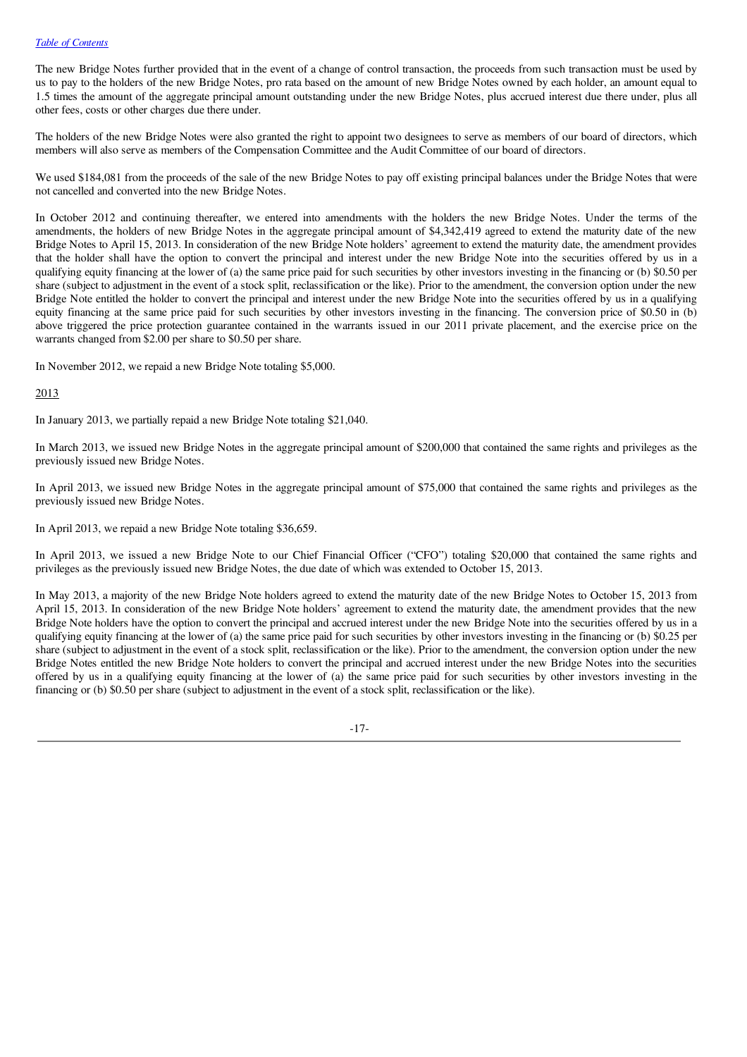The new Bridge Notes further provided that in the event of a change of control transaction, the proceeds from such transaction must be used by us to pay to the holders of the new Bridge Notes, pro rata based on the amount of new Bridge Notes owned by each holder, an amount equal to 1.5 times the amount of the aggregate principal amount outstanding under the new Bridge Notes, plus accrued interest due there under, plus all other fees, costs or other charges due there under.

The holders of the new Bridge Notes were also granted the right to appoint two designees to serve as members of our board of directors, which members will also serve as members of the Compensation Committee and the Audit Committee of our board of directors.

We used $184,081 from the proceeds of the sale of the new Bridge Notes to pay off existing principal balances under the Bridge Notes that were not cancelled and converted into the new Bridge Notes.

In October 2012 and continuing thereafter, we entered into amendments with the holders the new Bridge Notes. Under the terms of the amendments, the holders of new Bridge Notes in the aggregate principal amount of $4,342,419 agreed to extend the maturity date of the new Bridge Notes to April 15, 2013. In consideration of the new Bridge Note holders' agreement to extend the maturity date, the amendment provides that the holder shall have the option to convert the principal and interest under the new Bridge Note into the securities offered by us in a qualifying equity financing at the lower of (a) the same price paid for such securities by other investors investing in the financing or (b) $0.50 per share (subject to adjustment in the event of a stock split, reclassification or the like). Prior to the amendment, the conversion option under the new Bridge Note entitled the holder to convert the principal and interest under the new Bridge Note into the securities offered by us in a qualifying equity financing at the same price paid for such securities by other investors investing in the financing. The conversion price of $0.50 in (b) above triggered the price protection guarantee contained in the warrants issued in our 2011 private placement, and the exercise price on the warrants changed from $2.00 per share to $0.50 per share.

In November 2012, we repaid a new Bridge Note totaling $5,000.

2013

In January 2013, we partially repaid a new Bridge Note totaling $21,040.

In March 2013, we issued new Bridge Notes in the aggregate principal amount of $200,000 that contained the same rights and privileges as the previously issued new Bridge Notes.

In April 2013, we issued new Bridge Notes in the aggregate principal amount of $75,000 that contained the same rights and privileges as the previously issued new Bridge Notes.

In April 2013, we repaid a new Bridge Note totaling $36,659.

In April 2013, we issued a new Bridge Note to our Chief Financial Officer ("CFO") totaling $20,000 that contained the same rights and privileges as the previously issued new Bridge Notes, the due date of which was extended to October 15, 2013.

In May 2013, a majority of the new Bridge Note holders agreed to extend the maturity date of the new Bridge Notes to October 15, 2013 from April 15, 2013. In consideration of the new Bridge Note holders' agreement to extend the maturity date, the amendment provides that the new Bridge Note holders have the option to convert the principal and accrued interest under the new Bridge Note into the securities offered by us in a qualifying equity financing at the lower of (a) the same price paid for such securities by other investors investing in the financing or (b) $0.25 per share (subject to adjustment in the event of a stock split, reclassification or the like). Prior to the amendment, the conversion option under the new Bridge Notes entitled the new Bridge Note holders to convert the principal and accrued interest under the new Bridge Notes into the securities offered by us in a qualifying equity financing at the lower of (a) the same price paid for such securities by other investors investing in the financing or (b) $0.50 per share (subject to adjustment in the event of a stock split, reclassification or the like).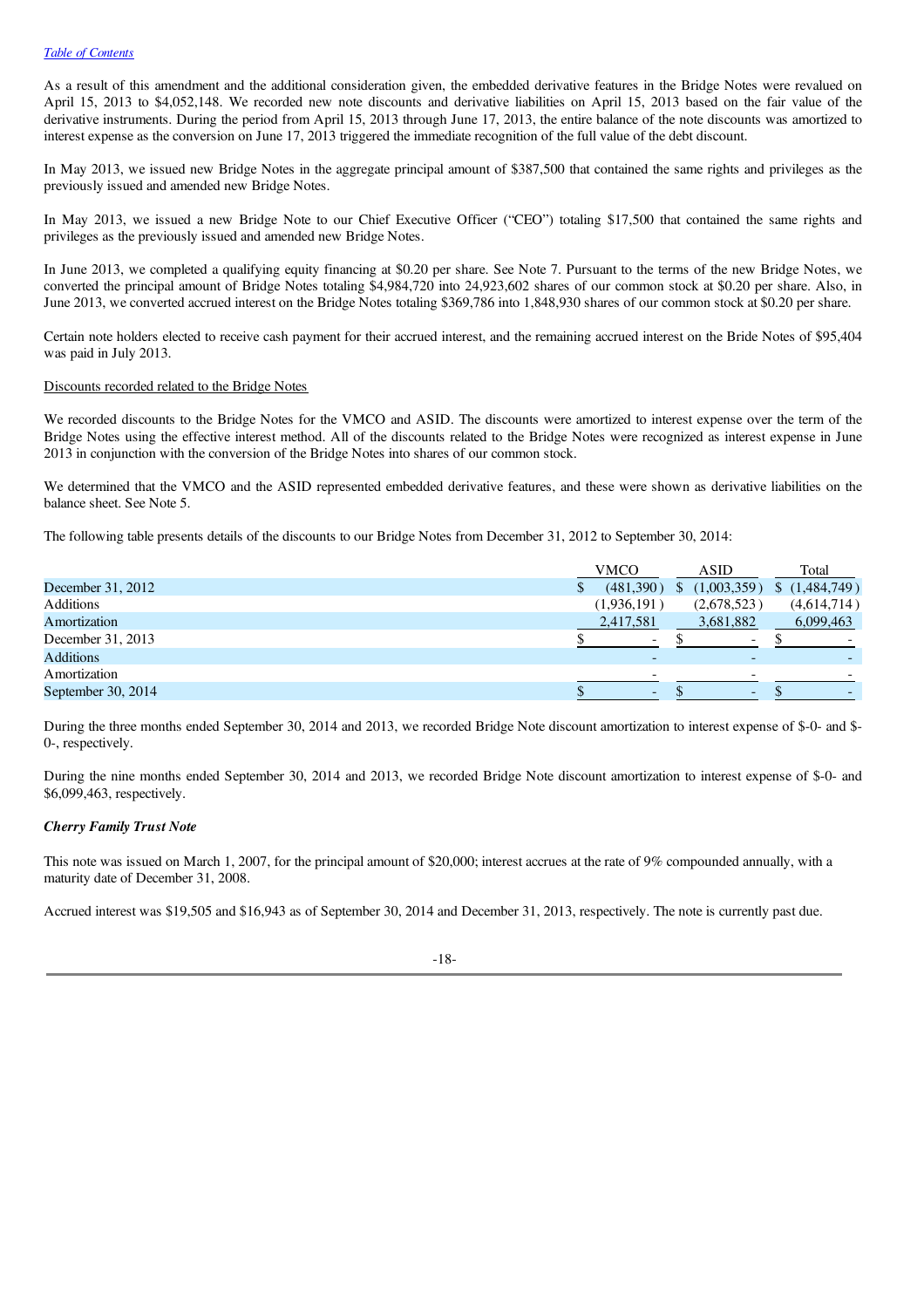As a result of this amendment and the additional consideration given, the embedded derivative features in the Bridge Notes were revalued on April 15, 2013 to $4,052,148. We recorded new note discounts and derivative liabilities on April 15, 2013 based on the fair value of the derivative instruments. During the period from April 15, 2013 through June 17, 2013, the entire balance of the note discounts was amortized to interest expense as the conversion on June 17, 2013 triggered the immediate recognition of the full value of the debt discount.

In May 2013, we issued new Bridge Notes in the aggregate principal amount of $387,500 that contained the same rights and privileges as the previously issued and amended new Bridge Notes.

In May 2013, we issued a new Bridge Note to our Chief Executive Officer ("CEO") totaling $17,500 that contained the same rights and privileges as the previously issued and amended new Bridge Notes.

In June 2013, we completed a qualifying equity financing at $0.20 per share. See Note 7. Pursuant to the terms of the new Bridge Notes, we converted the principal amount of Bridge Notes totaling $4,984,720 into 24,923,602 shares of our common stock at $0.20 per share. Also, in June 2013, we converted accrued interest on the Bridge Notes totaling $369,786 into 1,848,930 shares of our common stock at $0.20 per share.

Certain note holders elected to receive cash payment for their accrued interest, and the remaining accrued interest on the Bride Notes of $95,404 was paid in July 2013.

Discounts recorded related to the Bridge Notes

We recorded discounts to the Bridge Notes for the VMCO and ASID. The discounts were amortized to interest expense over the term of the Bridge Notes using the effective interest method. All of the discounts related to the Bridge Notes were recognized as interest expense in June 2013 in conjunction with the conversion of the Bridge Notes into shares of our common stock.

We determined that the VMCO and the ASID represented embedded derivative features, and these were shown as derivative liabilities on the balance sheet. See Note 5.

The following table presents details of the discounts to our Bridge Notes from December 31, 2012 to September 30, 2014:

| | VMCO | ASID | Total |
|---|---|---|---|
| December 31, 2012 | $ (481,390) | $ (1,003,359) | $ (1,484,749) |
| Additions | (1,936,191) | (2,678,523) | (4,614,714) |
| Amortization | 2,417,581 | 3,681,882 | 6,099,463 |
| December 31, 2013 | $ - | $ - | $ - |
| Additions | - | - | - |
| Amortization | - | - | - |
| September 30, 2014 | $ - | $ - | $ - |

During the three months ended September 30, 2014 and 2013, we recorded Bridge Note discount amortization to interest expense of $-0- and $-0-, respectively.

During the nine months ended September 30, 2014 and 2013, we recorded Bridge Note discount amortization to interest expense of $-0- and $6,099,463, respectively.

***Cherry Family Trust Note***

This note was issued on March 1, 2007, for the principal amount of $20,000; interest accrues at the rate of 9% compounded annually, with a maturity date of December 31, 2008.

Accrued interest was $19,505 and $16,943 as of September 30, 2014 and December 31, 2013, respectively. The note is currently past due.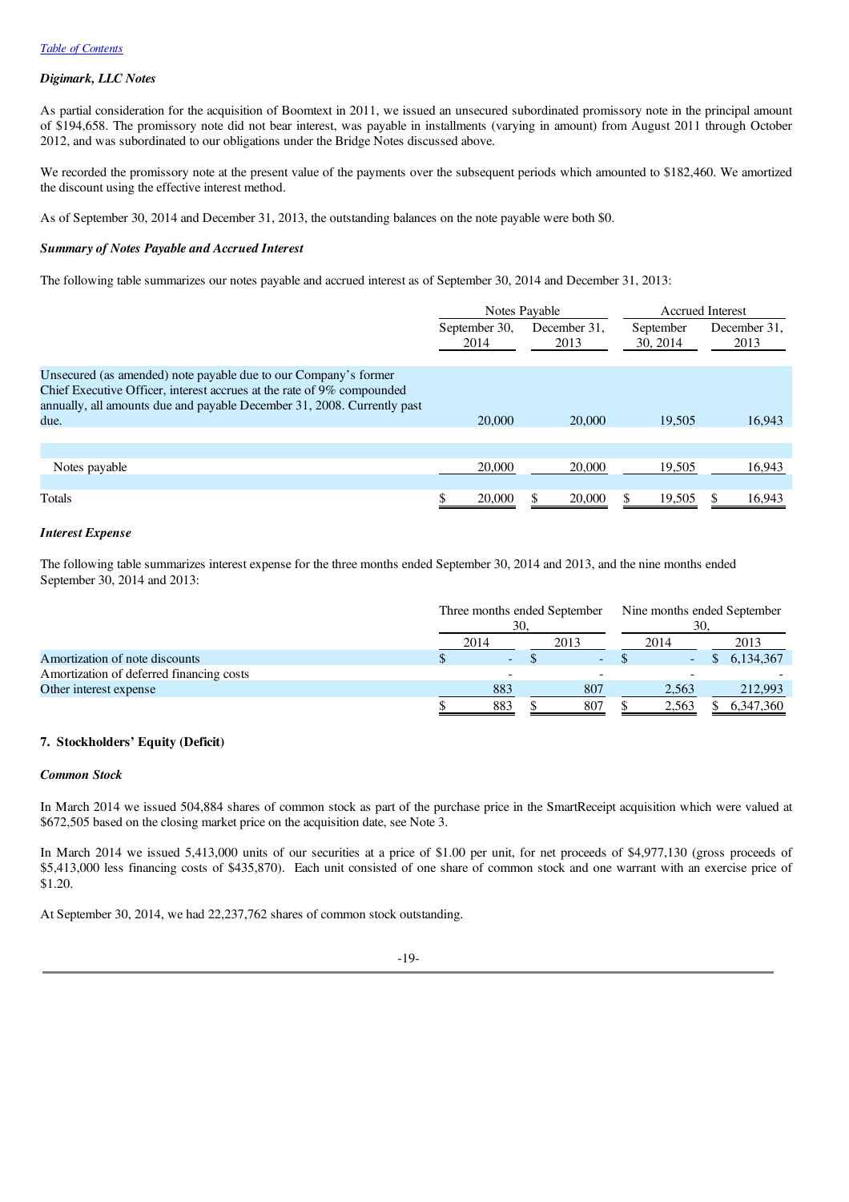*Digimark, LLC Notes*

As partial consideration for the acquisition of Boomtext in 2011, we issued an unsecured subordinated promissory note in the principal amount of $194,658. The promissory note did not bear interest, was payable in installments (varying in amount) from August 2011 through October 2012, and was subordinated to our obligations under the Bridge Notes discussed above.

We recorded the promissory note at the present value of the payments over the subsequent periods which amounted to $182,460. We amortized the discount using the effective interest method.

As of September 30, 2014 and December 31, 2013, the outstanding balances on the note payable were both $0.

*Summary of Notes Payable and Accrued Interest*

The following table summarizes our notes payable and accrued interest as of September 30, 2014 and December 31, 2013:

| | Notes Payable | | Accrued Interest | |
|---|---|---|---|---|
| | September 30, 2014 | December 31, 2013 | September 30, 2014 | December 31, 2013 |
| Unsecured (as amended) note payable due to our Company's former Chief Executive Officer, interest accrues at the rate of 9% compounded annually, all amounts due and payable December 31, 2008. Currently past due. | 20,000 | 20,000 | 19,505 | 16,943 |
| Notes payable | 20,000 | 20,000 | 19,505 | 16,943 |
| Totals | $ 20,000 | $ 20,000 | $ 19,505 | $ 16,943 |

*Interest Expense*

The following table summarizes interest expense for the three months ended September 30, 2014 and 2013, and the nine months ended September 30, 2014 and 2013:

| | Three months ended September 30, | | Nine months ended September 30, | |
|---|---|---|---|---|
| | 2014 | 2013 | 2014 | 2013 |
| Amortization of note discounts | $ - | $ - | $ - | $ 6,134,367 |
| Amortization of deferred financing costs | - | - | - | - |
| Other interest expense | 883 | 807 | 2,563 | 212,993 |
| | $ 883 | $ 807 | $ 2,563 | $ 6,347,360 |

## 7. Stockholders' Equity (Deficit)

*Common Stock*

In March 2014 we issued 504,884 shares of common stock as part of the purchase price in the SmartReceipt acquisition which were valued at $672,505 based on the closing market price on the acquisition date, see Note 3.

In March 2014 we issued 5,413,000 units of our securities at a price of $1.00 per unit, for net proceeds of $4,977,130 (gross proceeds of $5,413,000 less financing costs of $435,870). Each unit consisted of one share of common stock and one warrant with an exercise price of $1.20.

At September 30, 2014, we had 22,237,762 shares of common stock outstanding.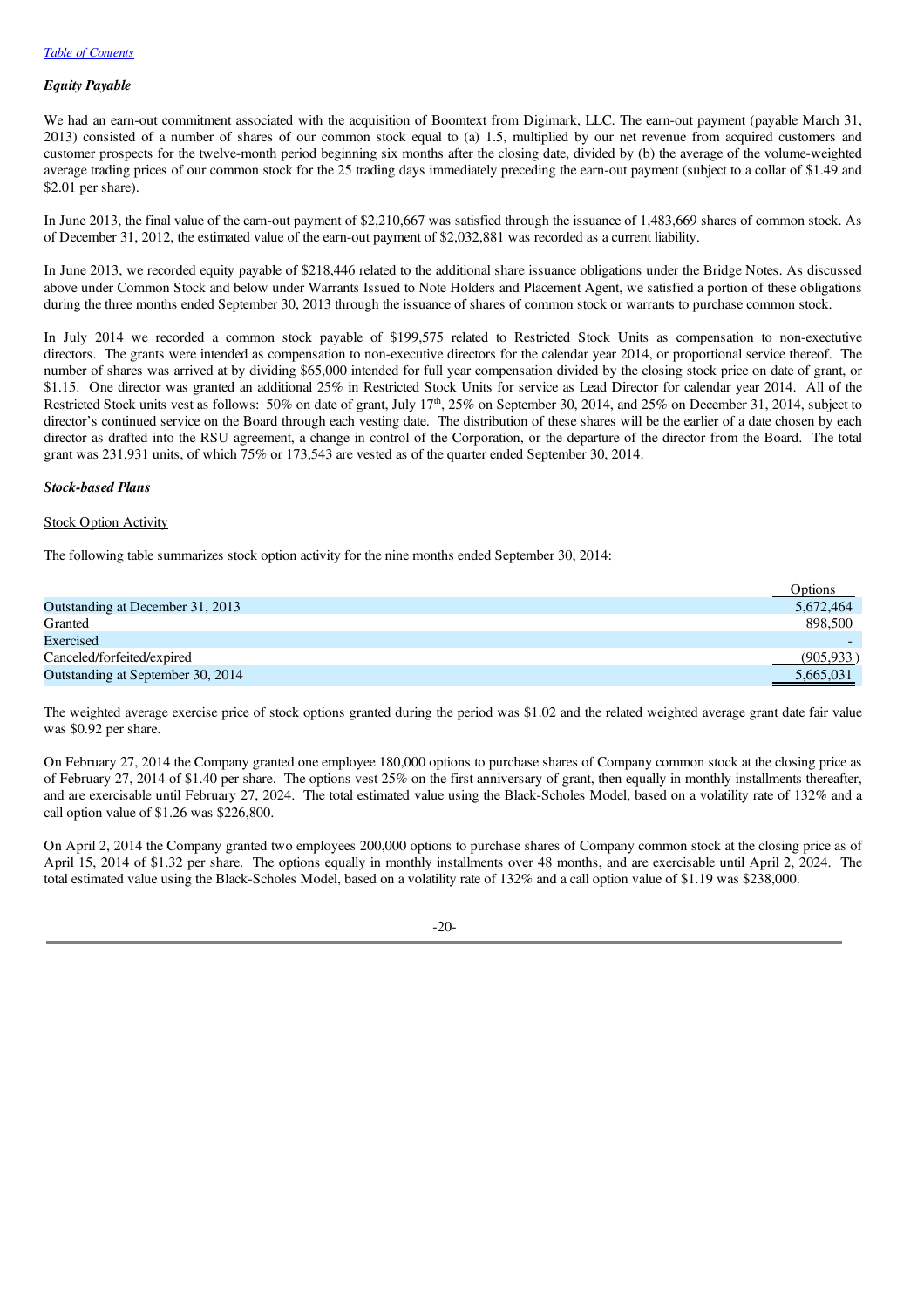[Table of Contents](#)

***Equity Payable***

We had an earn-out commitment associated with the acquisition of Boomtext from Digimark, LLC. The earn-out payment (payable March 31, 2013) consisted of a number of shares of our common stock equal to (a) 1.5, multiplied by our net revenue from acquired customers and customer prospects for the twelve-month period beginning six months after the closing date, divided by (b) the average of the volume-weighted average trading prices of our common stock for the 25 trading days immediately preceding the earn-out payment (subject to a collar of $1.49 and $2.01 per share).

In June 2013, the final value of the earn-out payment of $2,210,667 was satisfied through the issuance of 1,483,669 shares of common stock. As of December 31, 2012, the estimated value of the earn-out payment of $2,032,881 was recorded as a current liability.

In June 2013, we recorded equity payable of $218,446 related to the additional share issuance obligations under the Bridge Notes. As discussed above under Common Stock and below under Warrants Issued to Note Holders and Placement Agent, we satisfied a portion of these obligations during the three months ended September 30, 2013 through the issuance of shares of common stock or warrants to purchase common stock.

In July 2014 we recorded a common stock payable of $199,575 related to Restricted Stock Units as compensation to non-exectutive directors. The grants were intended as compensation to non-executive directors for the calendar year 2014, or proportional service thereof. The number of shares was arrived at by dividing $65,000 intended for full year compensation divided by the closing stock price on date of grant, or $1.15. One director was granted an additional 25% in Restricted Stock Units for service as Lead Director for calendar year 2014. All of the Restricted Stock units vest as follows: 50% on date of grant, July 17th, 25% on September 30, 2014, and 25% on December 31, 2014, subject to director's continued service on the Board through each vesting date. The distribution of these shares will be the earlier of a date chosen by each director as drafted into the RSU agreement, a change in control of the Corporation, or the departure of the director from the Board. The total grant was 231,931 units, of which 75% or 173,543 are vested as of the quarter ended September 30, 2014.

***Stock-based Plans***

Stock Option Activity

The following table summarizes stock option activity for the nine months ended September 30, 2014:

| | Options |
|---|---|
| Outstanding at December 31, 2013 | 5,672,464 |
| Granted | 898,500 |
| Exercised | - |
| Canceled/forfeited/expired | (905,933 ) |
| Outstanding at September 30, 2014 | 5,665,031 |

The weighted average exercise price of stock options granted during the period was $1.02 and the related weighted average grant date fair value was $0.92 per share.

On February 27, 2014 the Company granted one employee 180,000 options to purchase shares of Company common stock at the closing price as of February 27, 2014 of $1.40 per share. The options vest 25% on the first anniversary of grant, then equally in monthly installments thereafter, and are exercisable until February 27, 2024. The total estimated value using the Black-Scholes Model, based on a volatility rate of 132% and a call option value of $1.26 was $226,800.

On April 2, 2014 the Company granted two employees 200,000 options to purchase shares of Company common stock at the closing price as of April 15, 2014 of $1.32 per share. The options equally in monthly installments over 48 months, and are exercisable until April 2, 2024. The total estimated value using the Black-Scholes Model, based on a volatility rate of 132% and a call option value of $1.19 was $238,000.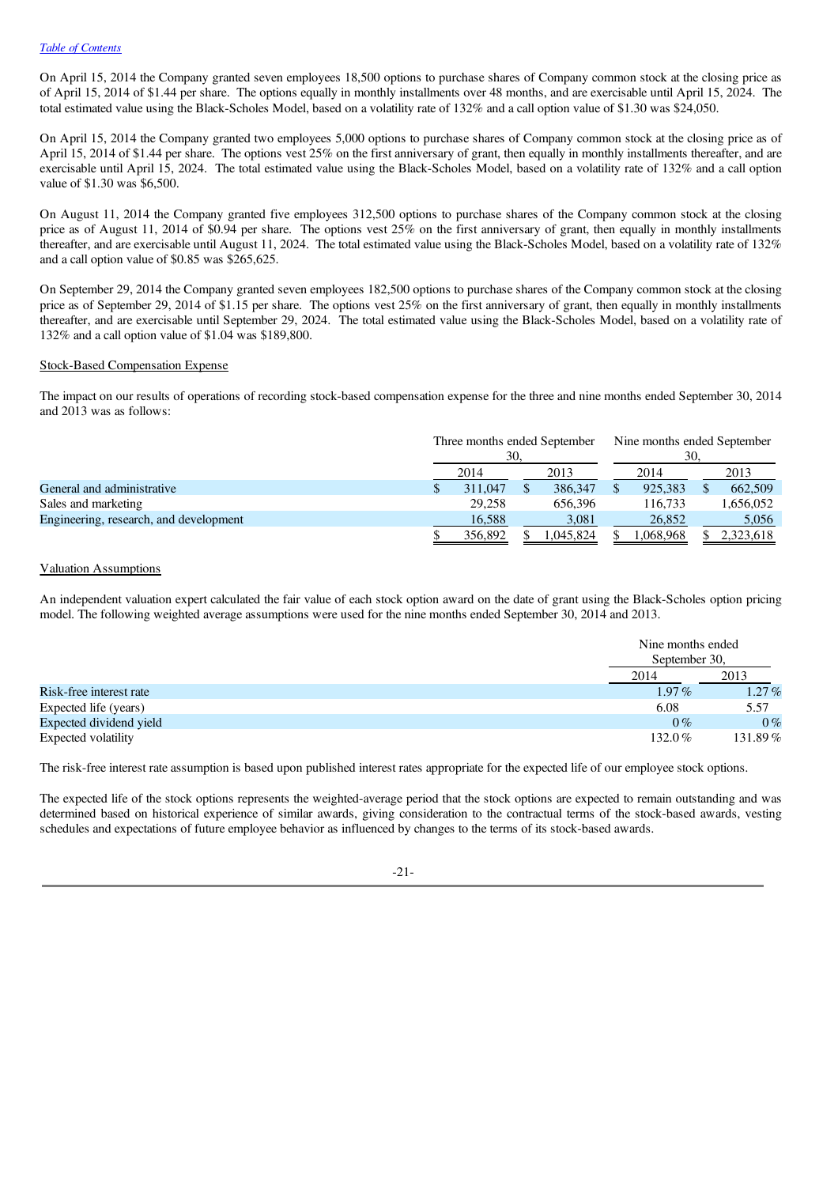On April 15, 2014 the Company granted seven employees 18,500 options to purchase shares of Company common stock at the closing price as of April 15, 2014 of $1.44 per share. The options equally in monthly installments over 48 months, and are exercisable until April 15, 2024. The total estimated value using the Black-Scholes Model, based on a volatility rate of 132% and a call option value of $1.30 was $24,050.

On April 15, 2014 the Company granted two employees 5,000 options to purchase shares of Company common stock at the closing price as of April 15, 2014 of $1.44 per share. The options vest 25% on the first anniversary of grant, then equally in monthly installments thereafter, and are exercisable until April 15, 2024. The total estimated value using the Black-Scholes Model, based on a volatility rate of 132% and a call option value of $1.30 was $6,500.

On August 11, 2014 the Company granted five employees 312,500 options to purchase shares of the Company common stock at the closing price as of August 11, 2014 of $0.94 per share. The options vest 25% on the first anniversary of grant, then equally in monthly installments thereafter, and are exercisable until August 11, 2024. The total estimated value using the Black-Scholes Model, based on a volatility rate of 132% and a call option value of $0.85 was $265,625.

On September 29, 2014 the Company granted seven employees 182,500 options to purchase shares of the Company common stock at the closing price as of September 29, 2014 of $1.15 per share. The options vest 25% on the first anniversary of grant, then equally in monthly installments thereafter, and are exercisable until September 29, 2024. The total estimated value using the Black-Scholes Model, based on a volatility rate of 132% and a call option value of $1.04 was $189,800.

Stock-Based Compensation Expense

The impact on our results of operations of recording stock-based compensation expense for the three and nine months ended September 30, 2014 and 2013 was as follows:

| | Three months ended September 30, | | Nine months ended September 30, | |
|---|---|---|---|---|
| | 2014 | 2013 | 2014 | 2013 |
| General and administrative | $ 311,047 | $ 386,347 | $ 925,383 | $ 662,509 |
| Sales and marketing | 29,258 | 656,396 | 116,733 | 1,656,052 |
| Engineering, research, and development | 16,588 | 3,081 | 26,852 | 5,056 |
| | $ 356,892 | $ 1,045,824 | $ 1,068,968 | $ 2,323,618 |

Valuation Assumptions

An independent valuation expert calculated the fair value of each stock option award on the date of grant using the Black-Scholes option pricing model. The following weighted average assumptions were used for the nine months ended September 30, 2014 and 2013.

| | Nine months ended September 30, | |
|---|---|---|
| | 2014 | 2013 |
| Risk-free interest rate | 1.97% | 1.27% |
| Expected life (years) | 6.08 | 5.57 |
| Expected dividend yield | 0% | 0% |
| Expected volatility | 132.0% | 131.89% |

The risk-free interest rate assumption is based upon published interest rates appropriate for the expected life of our employee stock options.

The expected life of the stock options represents the weighted-average period that the stock options are expected to remain outstanding and was determined based on historical experience of similar awards, giving consideration to the contractual terms of the stock-based awards, vesting schedules and expectations of future employee behavior as influenced by changes to the terms of its stock-based awards.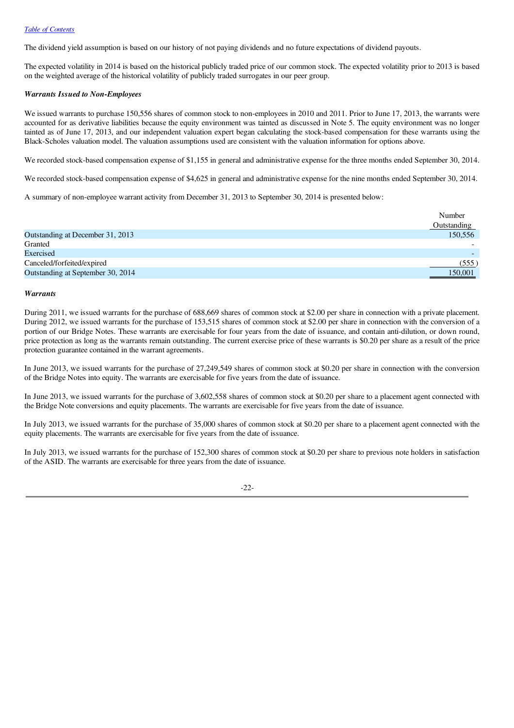The dividend yield assumption is based on our history of not paying dividends and no future expectations of dividend payouts.

The expected volatility in 2014 is based on the historical publicly traded price of our common stock. The expected volatility prior to 2013 is based on the weighted average of the historical volatility of publicly traded surrogates in our peer group.

***Warrants Issued to Non-Employees***

We issued warrants to purchase 150,556 shares of common stock to non-employees in 2010 and 2011. Prior to June 17, 2013, the warrants were accounted for as derivative liabilities because the equity environment was tainted as discussed in Note 5. The equity environment was no longer tainted as of June 17, 2013, and our independent valuation expert began calculating the stock-based compensation for these warrants using the Black-Scholes valuation model. The valuation assumptions used are consistent with the valuation information for options above.

We recorded stock-based compensation expense of $1,155 in general and administrative expense for the three months ended September 30, 2014.

We recorded stock-based compensation expense of $4,625 in general and administrative expense for the nine months ended September 30, 2014.

A summary of non-employee warrant activity from December 31, 2013 to September 30, 2014 is presented below:

| | Number Outstanding |
|---|---|
| Outstanding at December 31, 2013 | 150,556 |
| Granted | - |
| Exercised | - |
| Canceled/forfeited/expired | (555) |
| Outstanding at September 30, 2014 | 150,001 |

***Warrants***

During 2011, we issued warrants for the purchase of 688,669 shares of common stock at $2.00 per share in connection with a private placement. During 2012, we issued warrants for the purchase of 153,515 shares of common stock at $2.00 per share in connection with the conversion of a portion of our Bridge Notes. These warrants are exercisable for four years from the date of issuance, and contain anti-dilution, or down round, price protection as long as the warrants remain outstanding. The current exercise price of these warrants is $0.20 per share as a result of the price protection guarantee contained in the warrant agreements.

In June 2013, we issued warrants for the purchase of 27,249,549 shares of common stock at $0.20 per share in connection with the conversion of the Bridge Notes into equity. The warrants are exercisable for five years from the date of issuance.

In June 2013, we issued warrants for the purchase of 3,602,558 shares of common stock at $0.20 per share to a placement agent connected with the Bridge Note conversions and equity placements. The warrants are exercisable for five years from the date of issuance.

In July 2013, we issued warrants for the purchase of 35,000 shares of common stock at $0.20 per share to a placement agent connected with the equity placements. The warrants are exercisable for five years from the date of issuance.

In July 2013, we issued warrants for the purchase of 152,300 shares of common stock at $0.20 per share to previous note holders in satisfaction of the ASID. The warrants are exercisable for three years from the date of issuance.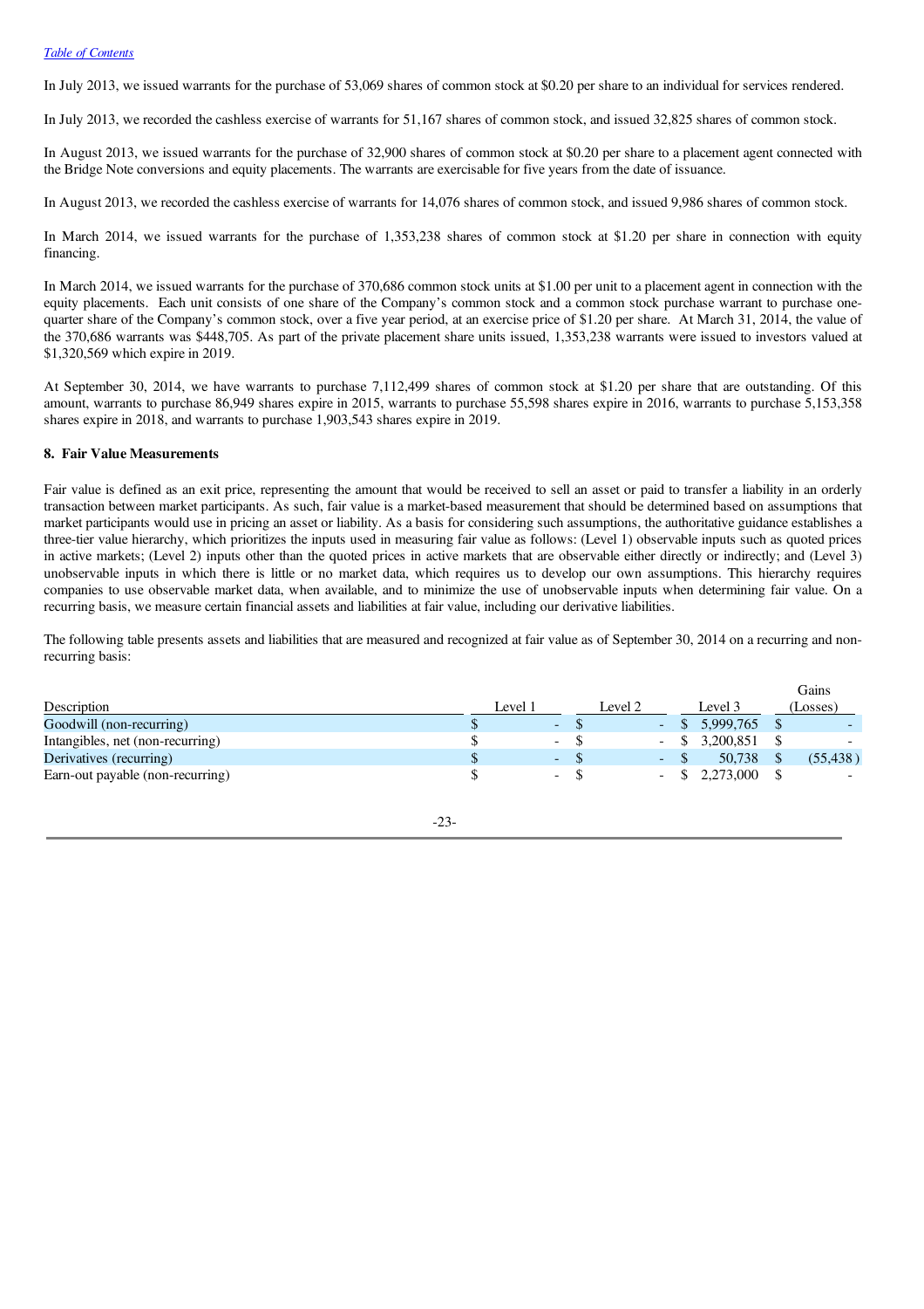In July 2013, we issued warrants for the purchase of 53,069 shares of common stock at $0.20 per share to an individual for services rendered.

In July 2013, we recorded the cashless exercise of warrants for 51,167 shares of common stock, and issued 32,825 shares of common stock.

In August 2013, we issued warrants for the purchase of 32,900 shares of common stock at $0.20 per share to a placement agent connected with the Bridge Note conversions and equity placements. The warrants are exercisable for five years from the date of issuance.

In August 2013, we recorded the cashless exercise of warrants for 14,076 shares of common stock, and issued 9,986 shares of common stock.

In March 2014, we issued warrants for the purchase of 1,353,238 shares of common stock at $1.20 per share in connection with equity financing.

In March 2014, we issued warrants for the purchase of 370,686 common stock units at $1.00 per unit to a placement agent in connection with the equity placements. Each unit consists of one share of the Company's common stock and a common stock purchase warrant to purchase one-quarter share of the Company's common stock, over a five year period, at an exercise price of $1.20 per share. At March 31, 2014, the value of the 370,686 warrants was $448,705. As part of the private placement share units issued, 1,353,238 warrants were issued to investors valued at $1,320,569 which expire in 2019.

At September 30, 2014, we have warrants to purchase 7,112,499 shares of common stock at $1.20 per share that are outstanding. Of this amount, warrants to purchase 86,949 shares expire in 2015, warrants to purchase 55,598 shares expire in 2016, warrants to purchase 5,153,358 shares expire in 2018, and warrants to purchase 1,903,543 shares expire in 2019.

## 8. Fair Value Measurements

Fair value is defined as an exit price, representing the amount that would be received to sell an asset or paid to transfer a liability in an orderly transaction between market participants. As such, fair value is a market-based measurement that should be determined based on assumptions that market participants would use in pricing an asset or liability. As a basis for considering such assumptions, the authoritative guidance establishes a three-tier value hierarchy, which prioritizes the inputs used in measuring fair value as follows: (Level 1) observable inputs such as quoted prices in active markets; (Level 2) inputs other than the quoted prices in active markets that are observable either directly or indirectly; and (Level 3) unobservable inputs in which there is little or no market data, which requires us to develop our own assumptions. This hierarchy requires companies to use observable market data, when available, and to minimize the use of unobservable inputs when determining fair value. On a recurring basis, we measure certain financial assets and liabilities at fair value, including our derivative liabilities.

The following table presents assets and liabilities that are measured and recognized at fair value as of September 30, 2014 on a recurring and non-recurring basis:

| Description | Level 1 | Level 2 | Level 3 | Gains (Losses) |
|---|---|---|---|---|
| Goodwill (non-recurring) | $ - | $ - | $ 5,999,765 | $ - |
| Intangibles, net (non-recurring) | $ - | $ - | $ 3,200,851 | $ - |
| Derivatives (recurring) | $ - | $ - | $ 50,738 | $ (55,438) |
| Earn-out payable (non-recurring) | $ - | $ - | $ 2,273,000 | $ - |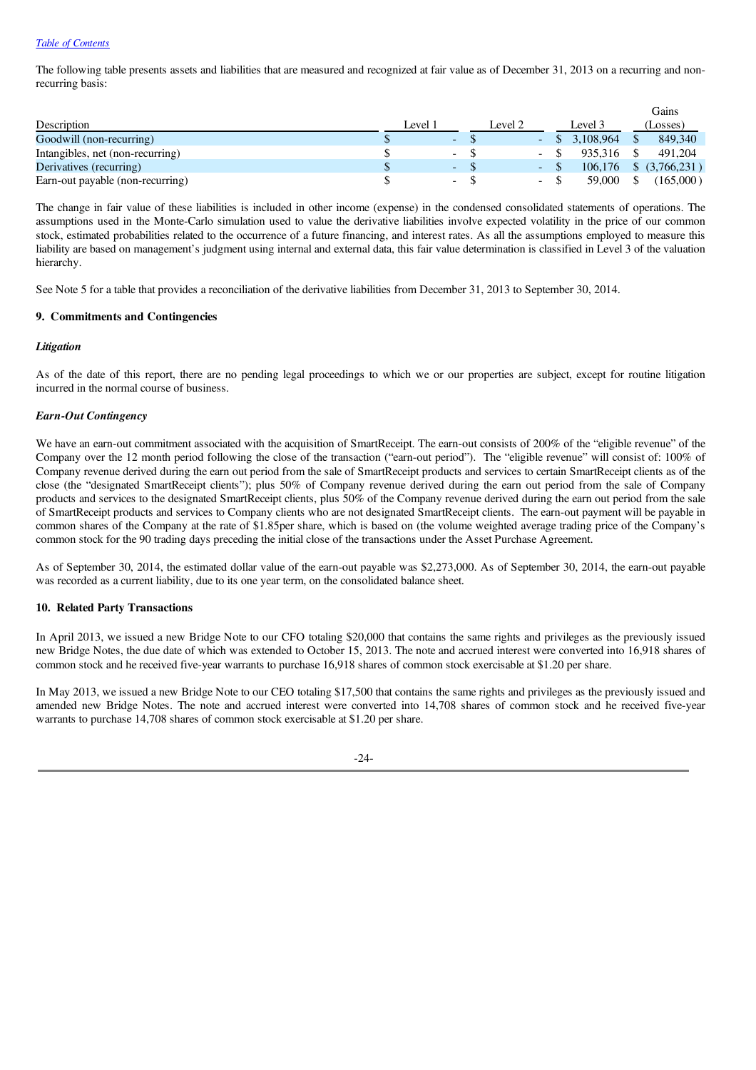The following table presents assets and liabilities that are measured and recognized at fair value as of December 31, 2013 on a recurring and non-recurring basis:

| Description | Level 1 | Level 2 | Level 3 | Gains (Losses) |
|---|---|---|---|---|
| Goodwill (non-recurring) | $ - | $ - | $ 3,108,964 | $ 849,340 |
| Intangibles, net (non-recurring) | $ - | $ - | $ 935,316 | $ 491,204 |
| Derivatives (recurring) | $ - | $ - | $ 106,176 | $ (3,766,231) |
| Earn-out payable (non-recurring) | $ - | $ - | $ 59,000 | $ (165,000) |

The change in fair value of these liabilities is included in other income (expense) in the condensed consolidated statements of operations. The assumptions used in the Monte-Carlo simulation used to value the derivative liabilities involve expected volatility in the price of our common stock, estimated probabilities related to the occurrence of a future financing, and interest rates. As all the assumptions employed to measure this liability are based on management's judgment using internal and external data, this fair value determination is classified in Level 3 of the valuation hierarchy.

See Note 5 for a table that provides a reconciliation of the derivative liabilities from December 31, 2013 to September 30, 2014.

## 9. Commitments and Contingencies

***Litigation***

As of the date of this report, there are no pending legal proceedings to which we or our properties are subject, except for routine litigation incurred in the normal course of business.

***Earn-Out Contingency***

We have an earn-out commitment associated with the acquisition of SmartReceipt. The earn-out consists of 200% of the "eligible revenue" of the Company over the 12 month period following the close of the transaction ("earn-out period"). The "eligible revenue" will consist of: 100% of Company revenue derived during the earn out period from the sale of SmartReceipt products and services to certain SmartReceipt clients as of the close (the "designated SmartReceipt clients"); plus 50% of Company revenue derived during the earn out period from the sale of Company products and services to the designated SmartReceipt clients, plus 50% of the Company revenue derived during the earn out period from the sale of SmartReceipt products and services to Company clients who are not designated SmartReceipt clients. The earn-out payment will be payable in common shares of the Company at the rate of $1.85per share, which is based on (the volume weighted average trading price of the Company's common stock for the 90 trading days preceding the initial close of the transactions under the Asset Purchase Agreement.

As of September 30, 2014, the estimated dollar value of the earn-out payable was $2,273,000. As of September 30, 2014, the earn-out payable was recorded as a current liability, due to its one year term, on the consolidated balance sheet.

## 10. Related Party Transactions

In April 2013, we issued a new Bridge Note to our CFO totaling $20,000 that contains the same rights and privileges as the previously issued new Bridge Notes, the due date of which was extended to October 15, 2013. The note and accrued interest were converted into 16,918 shares of common stock and he received five-year warrants to purchase 16,918 shares of common stock exercisable at $1.20 per share.

In May 2013, we issued a new Bridge Note to our CEO totaling $17,500 that contains the same rights and privileges as the previously issued and amended new Bridge Notes. The note and accrued interest were converted into 14,708 shares of common stock and he received five-year warrants to purchase 14,708 shares of common stock exercisable at $1.20 per share.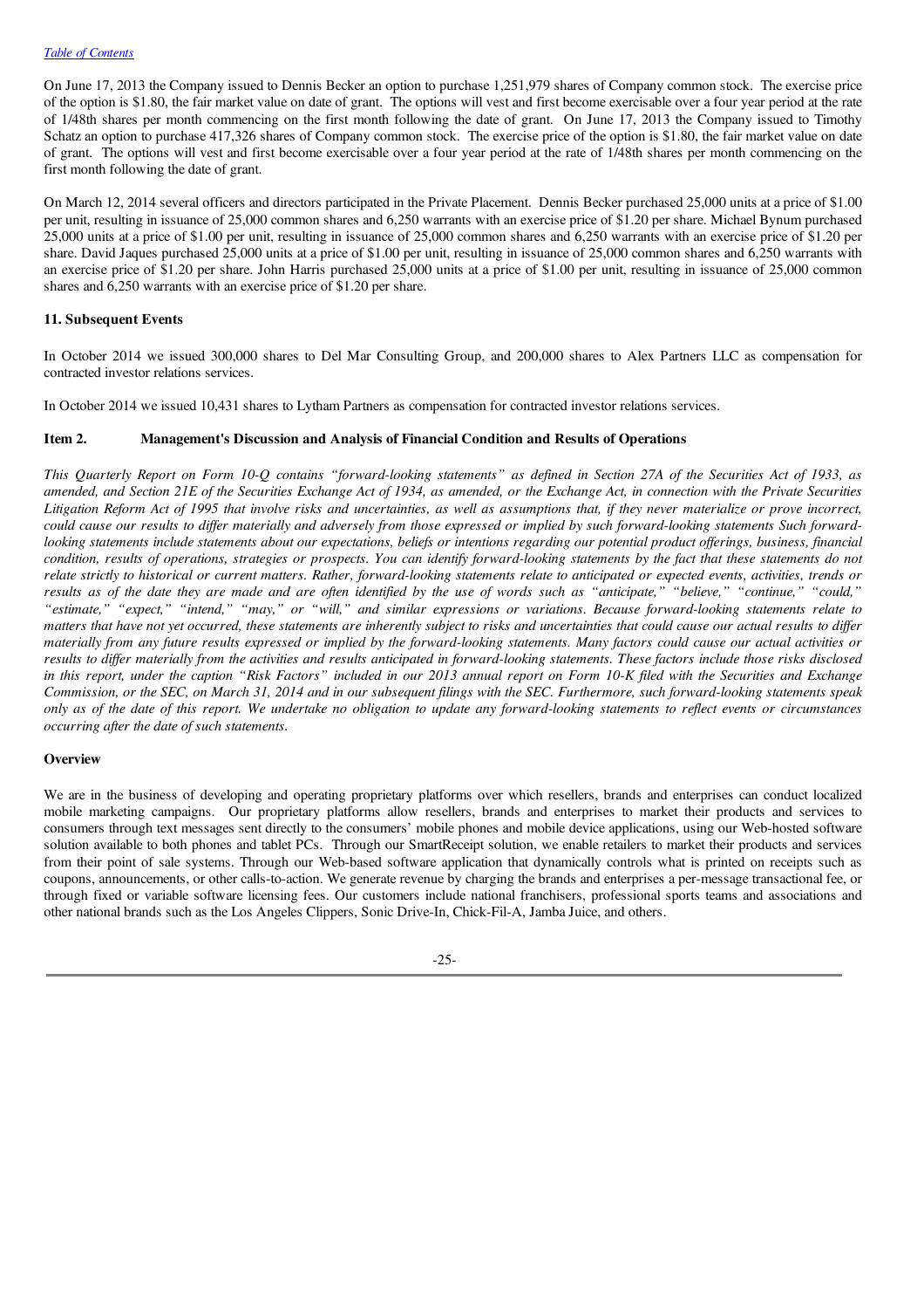On June 17, 2013 the Company issued to Dennis Becker an option to purchase 1,251,979 shares of Company common stock. The exercise price of the option is $1.80, the fair market value on date of grant. The options will vest and first become exercisable over a four year period at the rate of 1/48th shares per month commencing on the first month following the date of grant. On June 17, 2013 the Company issued to Timothy Schatz an option to purchase 417,326 shares of Company common stock. The exercise price of the option is $1.80, the fair market value on date of grant. The options will vest and first become exercisable over a four year period at the rate of 1/48th shares per month commencing on the first month following the date of grant.

On March 12, 2014 several officers and directors participated in the Private Placement. Dennis Becker purchased 25,000 units at a price of $1.00 per unit, resulting in issuance of 25,000 common shares and 6,250 warrants with an exercise price of $1.20 per share. Michael Bynum purchased 25,000 units at a price of $1.00 per unit, resulting in issuance of 25,000 common shares and 6,250 warrants with an exercise price of $1.20 per share. David Jaques purchased 25,000 units at a price of $1.00 per unit, resulting in issuance of 25,000 common shares and 6,250 warrants with an exercise price of $1.20 per share. John Harris purchased 25,000 units at a price of $1.00 per unit, resulting in issuance of 25,000 common shares and 6,250 warrants with an exercise price of $1.20 per share.

### 11. Subsequent Events

In October 2014 we issued 300,000 shares to Del Mar Consulting Group, and 200,000 shares to Alex Partners LLC as compensation for contracted investor relations services.

In October 2014 we issued 10,431 shares to Lytham Partners as compensation for contracted investor relations services.

## Item 2. Management's Discussion and Analysis of Financial Condition and Results of Operations

*This Quarterly Report on Form 10-Q contains “forward-looking statements” as defined in Section 27A of the Securities Act of 1933, as amended, and Section 21E of the Securities Exchange Act of 1934, as amended, or the Exchange Act, in connection with the Private Securities Litigation Reform Act of 1995 that involve risks and uncertainties, as well as assumptions that, if they never materialize or prove incorrect, could cause our results to differ materially and adversely from those expressed or implied by such forward-looking statements Such forward-looking statements include statements about our expectations, beliefs or intentions regarding our potential product offerings, business, financial condition, results of operations, strategies or prospects. You can identify forward-looking statements by the fact that these statements do not relate strictly to historical or current matters. Rather, forward-looking statements relate to anticipated or expected events, activities, trends or results as of the date they are made and are often identified by the use of words such as “anticipate,” “believe,” “continue,” “could,” “estimate,” “expect,” “intend,” “may,” or “will,” and similar expressions or variations. Because forward-looking statements relate to matters that have not yet occurred, these statements are inherently subject to risks and uncertainties that could cause our actual results to differ materially from any future results expressed or implied by the forward-looking statements. Many factors could cause our actual activities or results to differ materially from the activities and results anticipated in forward-looking statements. These factors include those risks disclosed in this report, under the caption “Risk Factors” included in our 2013 annual report on Form 10-K filed with the Securities and Exchange Commission, or the SEC, on March 31, 2014 and in our subsequent filings with the SEC. Furthermore, such forward-looking statements speak only as of the date of this report. We undertake no obligation to update any forward-looking statements to reflect events or circumstances occurring after the date of such statements.*

### Overview

We are in the business of developing and operating proprietary platforms over which resellers, brands and enterprises can conduct localized mobile marketing campaigns. Our proprietary platforms allow resellers, brands and enterprises to market their products and services to consumers through text messages sent directly to the consumers’ mobile phones and mobile device applications, using our Web-hosted software solution available to both phones and tablet PCs. Through our SmartReceipt solution, we enable retailers to market their products and services from their point of sale systems. Through our Web-based software application that dynamically controls what is printed on receipts such as coupons, announcements, or other calls-to-action. We generate revenue by charging the brands and enterprises a per-message transactional fee, or through fixed or variable software licensing fees. Our customers include national franchisers, professional sports teams and associations and other national brands such as the Los Angeles Clippers, Sonic Drive-In, Chick-Fil-A, Jamba Juice, and others.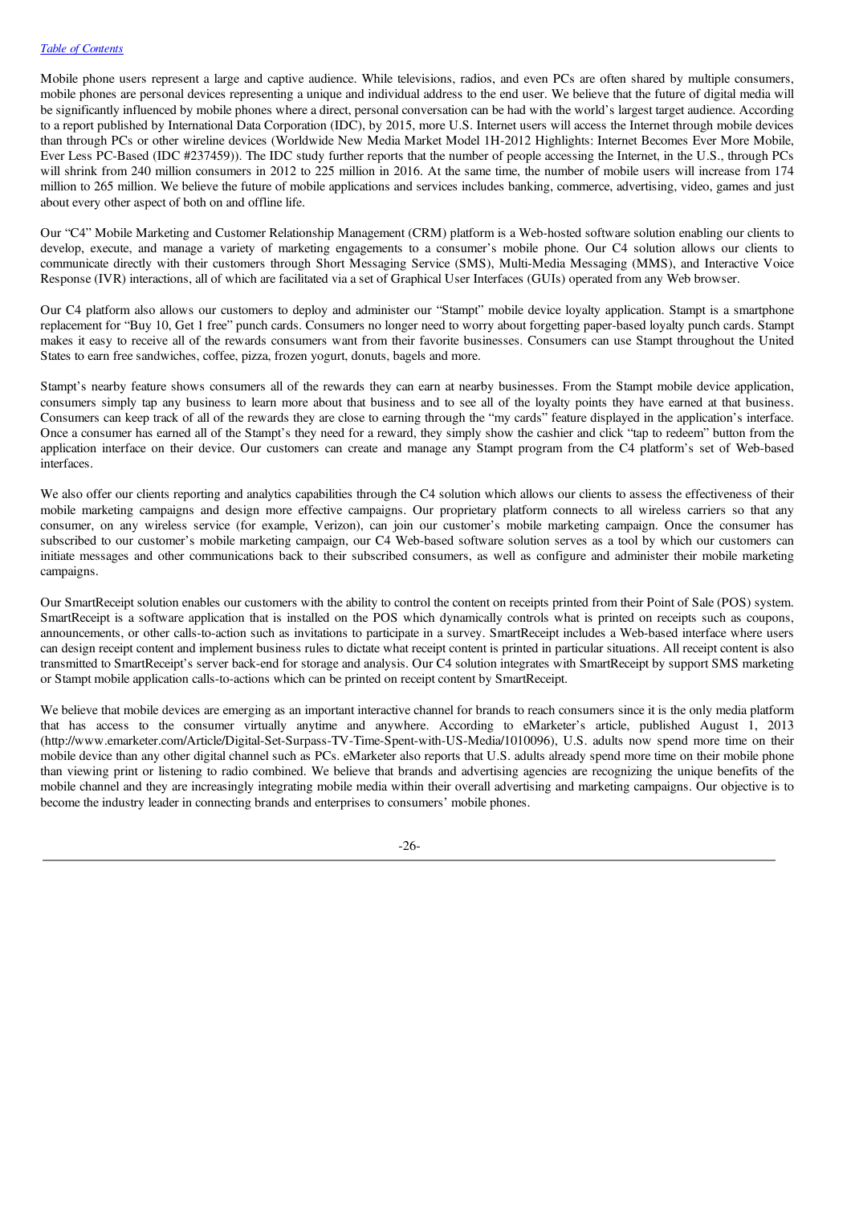Mobile phone users represent a large and captive audience. While televisions, radios, and even PCs are often shared by multiple consumers, mobile phones are personal devices representing a unique and individual address to the end user. We believe that the future of digital media will be significantly influenced by mobile phones where a direct, personal conversation can be had with the world's largest target audience. According to a report published by International Data Corporation (IDC), by 2015, more U.S. Internet users will access the Internet through mobile devices than through PCs or other wireline devices (Worldwide New Media Market Model 1H-2012 Highlights: Internet Becomes Ever More Mobile, Ever Less PC-Based (IDC #237459)). The IDC study further reports that the number of people accessing the Internet, in the U.S., through PCs will shrink from 240 million consumers in 2012 to 225 million in 2016. At the same time, the number of mobile users will increase from 174 million to 265 million. We believe the future of mobile applications and services includes banking, commerce, advertising, video, games and just about every other aspect of both on and offline life.

Our "C4" Mobile Marketing and Customer Relationship Management (CRM) platform is a Web-hosted software solution enabling our clients to develop, execute, and manage a variety of marketing engagements to a consumer's mobile phone. Our C4 solution allows our clients to communicate directly with their customers through Short Messaging Service (SMS), Multi-Media Messaging (MMS), and Interactive Voice Response (IVR) interactions, all of which are facilitated via a set of Graphical User Interfaces (GUIs) operated from any Web browser.

Our C4 platform also allows our customers to deploy and administer our "Stampt" mobile device loyalty application. Stampt is a smartphone replacement for "Buy 10, Get 1 free" punch cards. Consumers no longer need to worry about forgetting paper-based loyalty punch cards. Stampt makes it easy to receive all of the rewards consumers want from their favorite businesses. Consumers can use Stampt throughout the United States to earn free sandwiches, coffee, pizza, frozen yogurt, donuts, bagels and more.

Stampt's nearby feature shows consumers all of the rewards they can earn at nearby businesses. From the Stampt mobile device application, consumers simply tap any business to learn more about that business and to see all of the loyalty points they have earned at that business. Consumers can keep track of all of the rewards they are close to earning through the "my cards" feature displayed in the application's interface. Once a consumer has earned all of the Stampt's they need for a reward, they simply show the cashier and click "tap to redeem" button from the application interface on their device. Our customers can create and manage any Stampt program from the C4 platform's set of Web-based interfaces.

We also offer our clients reporting and analytics capabilities through the C4 solution which allows our clients to assess the effectiveness of their mobile marketing campaigns and design more effective campaigns. Our proprietary platform connects to all wireless carriers so that any consumer, on any wireless service (for example, Verizon), can join our customer's mobile marketing campaign. Once the consumer has subscribed to our customer's mobile marketing campaign, our C4 Web-based software solution serves as a tool by which our customers can initiate messages and other communications back to their subscribed consumers, as well as configure and administer their mobile marketing campaigns.

Our SmartReceipt solution enables our customers with the ability to control the content on receipts printed from their Point of Sale (POS) system. SmartReceipt is a software application that is installed on the POS which dynamically controls what is printed on receipts such as coupons, announcements, or other calls-to-action such as invitations to participate in a survey. SmartReceipt includes a Web-based interface where users can design receipt content and implement business rules to dictate what receipt content is printed in particular situations. All receipt content is also transmitted to SmartReceipt's server back-end for storage and analysis. Our C4 solution integrates with SmartReceipt by support SMS marketing or Stampt mobile application calls-to-actions which can be printed on receipt content by SmartReceipt.

We believe that mobile devices are emerging as an important interactive channel for brands to reach consumers since it is the only media platform that has access to the consumer virtually anytime and anywhere. According to eMarketer's article, published August 1, 2013 (http://www.emarketer.com/Article/Digital-Set-Surpass-TV-Time-Spent-with-US-Media/1010096), U.S. adults now spend more time on their mobile device than any other digital channel such as PCs. eMarketer also reports that U.S. adults already spend more time on their mobile phone than viewing print or listening to radio combined. We believe that brands and advertising agencies are recognizing the unique benefits of the mobile channel and they are increasingly integrating mobile media within their overall advertising and marketing campaigns. Our objective is to become the industry leader in connecting brands and enterprises to consumers' mobile phones.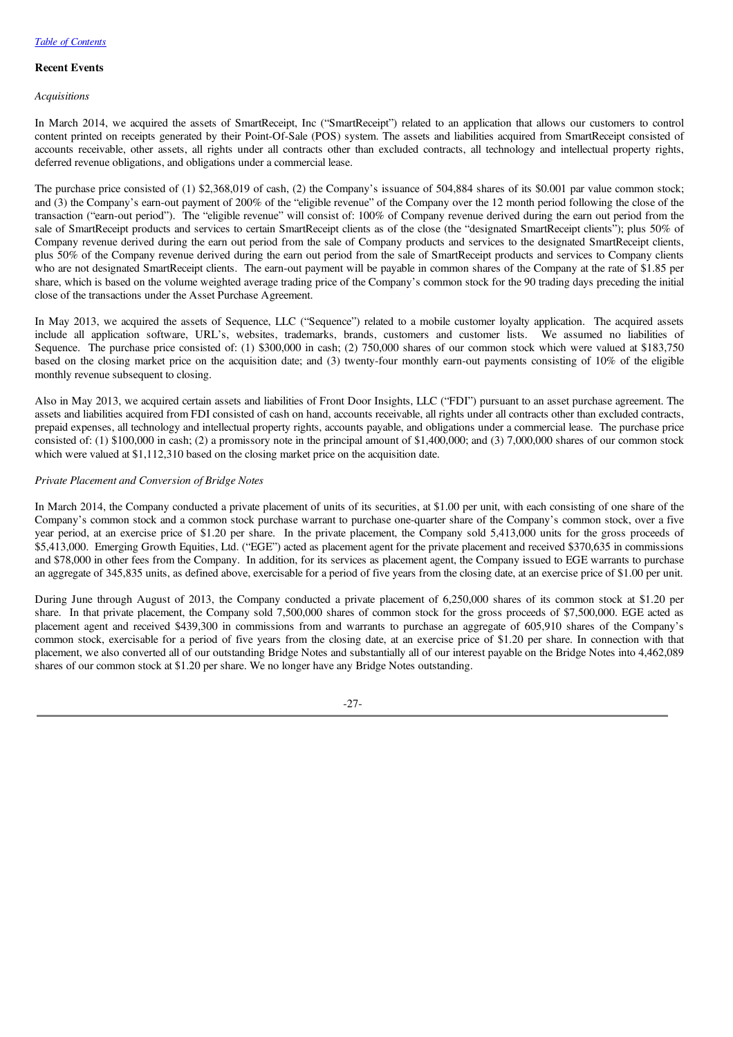[Table of Contents](#)

**Recent Events**

*Acquisitions*

In March 2014, we acquired the assets of SmartReceipt, Inc ("SmartReceipt") related to an application that allows our customers to control content printed on receipts generated by their Point-Of-Sale (POS) system. The assets and liabilities acquired from SmartReceipt consisted of accounts receivable, other assets, all rights under all contracts other than excluded contracts, all technology and intellectual property rights, deferred revenue obligations, and obligations under a commercial lease.

The purchase price consisted of (1) $2,368,019 of cash, (2) the Company's issuance of 504,884 shares of its $0.001 par value common stock; and (3) the Company's earn-out payment of 200% of the "eligible revenue" of the Company over the 12 month period following the close of the transaction ("earn-out period"). The "eligible revenue" will consist of: 100% of Company revenue derived during the earn out period from the sale of SmartReceipt products and services to certain SmartReceipt clients as of the close (the "designated SmartReceipt clients"); plus 50% of Company revenue derived during the earn out period from the sale of Company products and services to the designated SmartReceipt clients, plus 50% of the Company revenue derived during the earn out period from the sale of SmartReceipt products and services to Company clients who are not designated SmartReceipt clients. The earn-out payment will be payable in common shares of the Company at the rate of $1.85 per share, which is based on the volume weighted average trading price of the Company's common stock for the 90 trading days preceding the initial close of the transactions under the Asset Purchase Agreement.

In May 2013, we acquired the assets of Sequence, LLC ("Sequence") related to a mobile customer loyalty application. The acquired assets include all application software, URL's, websites, trademarks, brands, customers and customer lists. We assumed no liabilities of Sequence. The purchase price consisted of: (1) $300,000 in cash; (2) 750,000 shares of our common stock which were valued at $183,750 based on the closing market price on the acquisition date; and (3) twenty-four monthly earn-out payments consisting of 10% of the eligible monthly revenue subsequent to closing.

Also in May 2013, we acquired certain assets and liabilities of Front Door Insights, LLC ("FDI") pursuant to an asset purchase agreement. The assets and liabilities acquired from FDI consisted of cash on hand, accounts receivable, all rights under all contracts other than excluded contracts, prepaid expenses, all technology and intellectual property rights, accounts payable, and obligations under a commercial lease. The purchase price consisted of: (1) $100,000 in cash; (2) a promissory note in the principal amount of $1,400,000; and (3) 7,000,000 shares of our common stock which were valued at $1,112,310 based on the closing market price on the acquisition date.

*Private Placement and Conversion of Bridge Notes*

In March 2014, the Company conducted a private placement of units of its securities, at $1.00 per unit, with each consisting of one share of the Company's common stock and a common stock purchase warrant to purchase one-quarter share of the Company's common stock, over a five year period, at an exercise price of $1.20 per share. In the private placement, the Company sold 5,413,000 units for the gross proceeds of $5,413,000. Emerging Growth Equities, Ltd. ("EGE") acted as placement agent for the private placement and received $370,635 in commissions and $78,000 in other fees from the Company. In addition, for its services as placement agent, the Company issued to EGE warrants to purchase an aggregate of 345,835 units, as defined above, exercisable for a period of five years from the closing date, at an exercise price of $1.00 per unit.

During June through August of 2013, the Company conducted a private placement of 6,250,000 shares of its common stock at $1.20 per share. In that private placement, the Company sold 7,500,000 shares of common stock for the gross proceeds of $7,500,000. EGE acted as placement agent and received $439,300 in commissions from and warrants to purchase an aggregate of 605,910 shares of the Company's common stock, exercisable for a period of five years from the closing date, at an exercise price of $1.20 per share. In connection with that placement, we also converted all of our outstanding Bridge Notes and substantially all of our interest payable on the Bridge Notes into 4,462,089 shares of our common stock at $1.20 per share. We no longer have any Bridge Notes outstanding.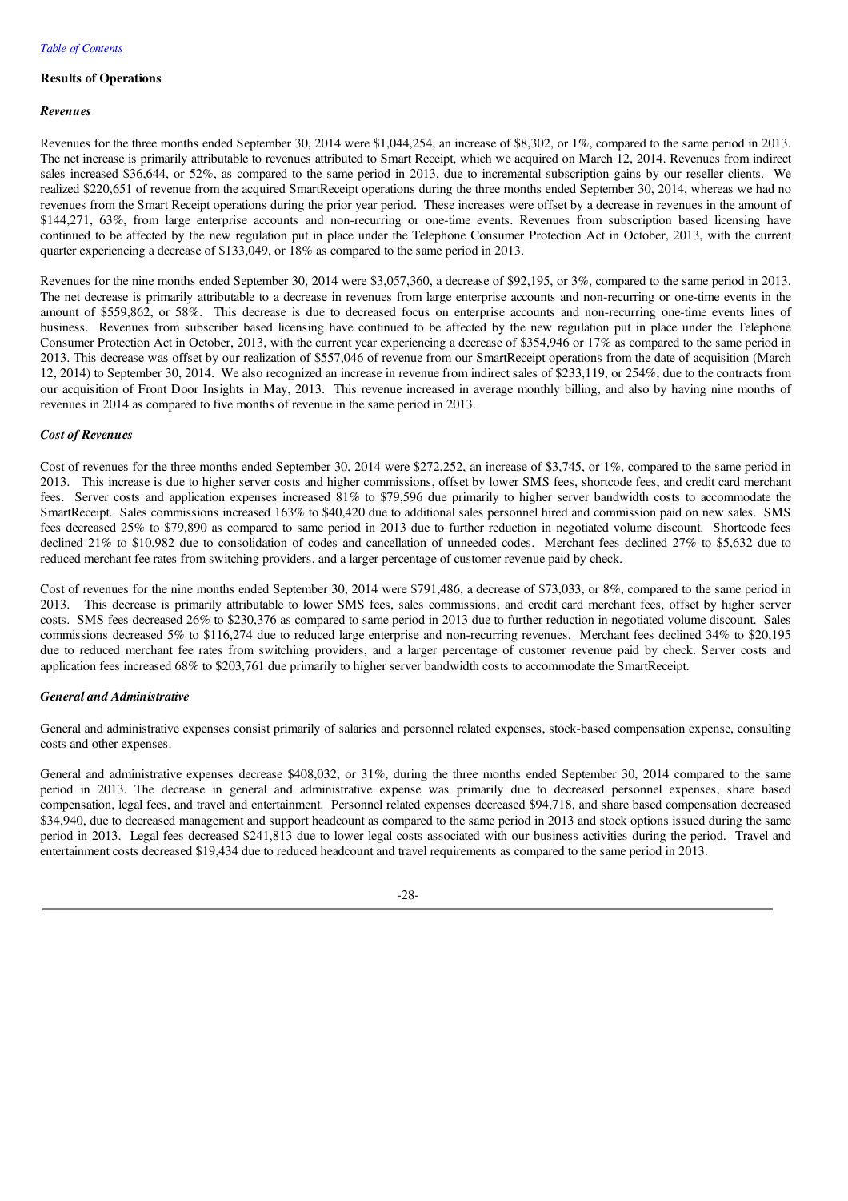[Table of Contents](#)

**Results of Operations**

***Revenues***

Revenues for the three months ended September 30, 2014 were $1,044,254, an increase of $8,302, or 1%, compared to the same period in 2013. The net increase is primarily attributable to revenues attributed to Smart Receipt, which we acquired on March 12, 2014. Revenues from indirect sales increased $36,644, or 52%, as compared to the same period in 2013, due to incremental subscription gains by our reseller clients. We realized $220,651 of revenue from the acquired SmartReceipt operations during the three months ended September 30, 2014, whereas we had no revenues from the Smart Receipt operations during the prior year period. These increases were offset by a decrease in revenues in the amount of $144,271, 63%, from large enterprise accounts and non-recurring or one-time events. Revenues from subscription based licensing have continued to be affected by the new regulation put in place under the Telephone Consumer Protection Act in October, 2013, with the current quarter experiencing a decrease of $133,049, or 18% as compared to the same period in 2013.

Revenues for the nine months ended September 30, 2014 were $3,057,360, a decrease of $92,195, or 3%, compared to the same period in 2013. The net decrease is primarily attributable to a decrease in revenues from large enterprise accounts and non-recurring or one-time events in the amount of $559,862, or 58%. This decrease is due to decreased focus on enterprise accounts and non-recurring one-time events lines of business. Revenues from subscriber based licensing have continued to be affected by the new regulation put in place under the Telephone Consumer Protection Act in October, 2013, with the current year experiencing a decrease of $354,946 or 17% as compared to the same period in 2013. This decrease was offset by our realization of $557,046 of revenue from our SmartReceipt operations from the date of acquisition (March 12, 2014) to September 30, 2014. We also recognized an increase in revenue from indirect sales of $233,119, or 254%, due to the contracts from our acquisition of Front Door Insights in May, 2013. This revenue increased in average monthly billing, and also by having nine months of revenues in 2014 as compared to five months of revenue in the same period in 2013.

***Cost of Revenues***

Cost of revenues for the three months ended September 30, 2014 were $272,252, an increase of $3,745, or 1%, compared to the same period in 2013. This increase is due to higher server costs and higher commissions, offset by lower SMS fees, shortcode fees, and credit card merchant fees. Server costs and application expenses increased 81% to $79,596 due primarily to higher server bandwidth costs to accommodate the SmartReceipt. Sales commissions increased 163% to $40,420 due to additional sales personnel hired and commission paid on new sales. SMS fees decreased 25% to $79,890 as compared to same period in 2013 due to further reduction in negotiated volume discount. Shortcode fees declined 21% to $10,982 due to consolidation of codes and cancellation of unneeded codes. Merchant fees declined 27% to $5,632 due to reduced merchant fee rates from switching providers, and a larger percentage of customer revenue paid by check.

Cost of revenues for the nine months ended September 30, 2014 were $791,486, a decrease of $73,033, or 8%, compared to the same period in 2013. This decrease is primarily attributable to lower SMS fees, sales commissions, and credit card merchant fees, offset by higher server costs. SMS fees decreased 26% to $230,376 as compared to same period in 2013 due to further reduction in negotiated volume discount. Sales commissions decreased 5% to $116,274 due to reduced large enterprise and non-recurring revenues. Merchant fees declined 34% to $20,195 due to reduced merchant fee rates from switching providers, and a larger percentage of customer revenue paid by check. Server costs and application fees increased 68% to $203,761 due primarily to higher server bandwidth costs to accommodate the SmartReceipt.

***General and Administrative***

General and administrative expenses consist primarily of salaries and personnel related expenses, stock-based compensation expense, consulting costs and other expenses.

General and administrative expenses decrease $408,032, or 31%, during the three months ended September 30, 2014 compared to the same period in 2013. The decrease in general and administrative expense was primarily due to decreased personnel expenses, share based compensation, legal fees, and travel and entertainment. Personnel related expenses decreased $94,718, and share based compensation decreased $34,940, due to decreased management and support headcount as compared to the same period in 2013 and stock options issued during the same period in 2013. Legal fees decreased $241,813 due to lower legal costs associated with our business activities during the period. Travel and entertainment costs decreased $19,434 due to reduced headcount and travel requirements as compared to the same period in 2013.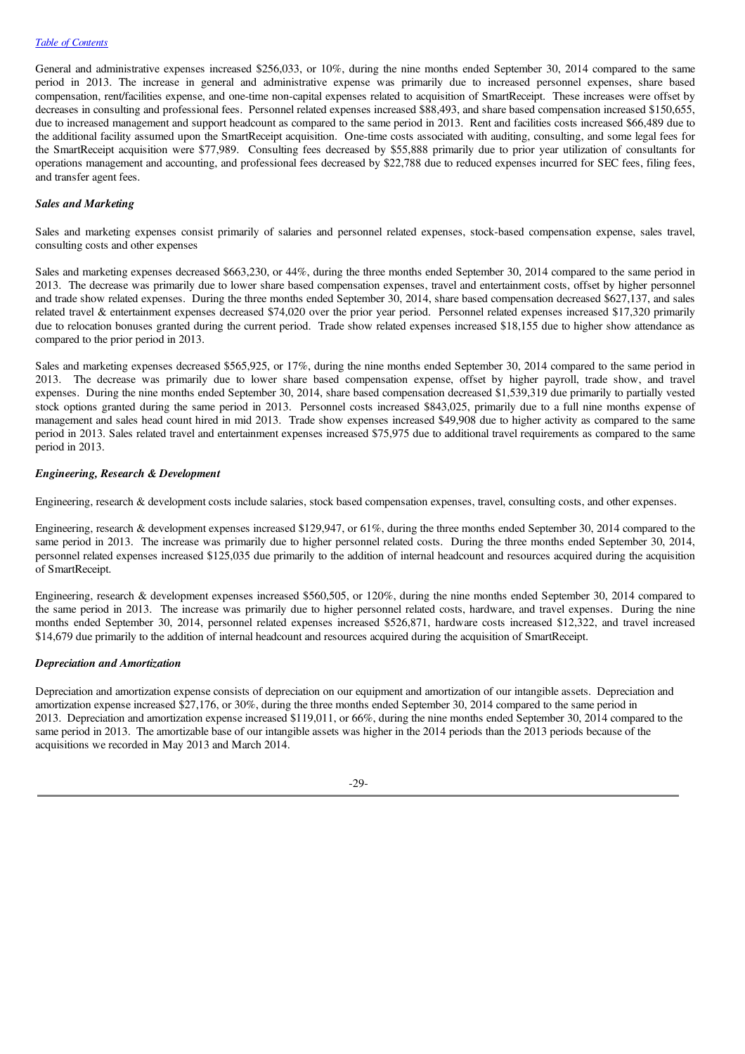General and administrative expenses increased $256,033, or 10%, during the nine months ended September 30, 2014 compared to the same period in 2013. The increase in general and administrative expense was primarily due to increased personnel expenses, share based compensation, rent/facilities expense, and one-time non-capital expenses related to acquisition of SmartReceipt. These increases were offset by decreases in consulting and professional fees. Personnel related expenses increased $88,493, and share based compensation increased $150,655, due to increased management and support headcount as compared to the same period in 2013. Rent and facilities costs increased $66,489 due to the additional facility assumed upon the SmartReceipt acquisition. One-time costs associated with auditing, consulting, and some legal fees for the SmartReceipt acquisition were $77,989. Consulting fees decreased by $55,888 primarily due to prior year utilization of consultants for operations management and accounting, and professional fees decreased by $22,788 due to reduced expenses incurred for SEC fees, filing fees, and transfer agent fees.

### *Sales and Marketing*

Sales and marketing expenses consist primarily of salaries and personnel related expenses, stock-based compensation expense, sales travel, consulting costs and other expenses

Sales and marketing expenses decreased $663,230, or 44%, during the three months ended September 30, 2014 compared to the same period in 2013. The decrease was primarily due to lower share based compensation expenses, travel and entertainment costs, offset by higher personnel and trade show related expenses. During the three months ended September 30, 2014, share based compensation decreased $627,137, and sales related travel & entertainment expenses decreased $74,020 over the prior year period. Personnel related expenses increased $17,320 primarily due to relocation bonuses granted during the current period. Trade show related expenses increased $18,155 due to higher show attendance as compared to the prior period in 2013.

Sales and marketing expenses decreased $565,925, or 17%, during the nine months ended September 30, 2014 compared to the same period in 2013. The decrease was primarily due to lower share based compensation expense, offset by higher payroll, trade show, and travel expenses. During the nine months ended September 30, 2014, share based compensation decreased $1,539,319 due primarily to partially vested stock options granted during the same period in 2013. Personnel costs increased $843,025, primarily due to a full nine months expense of management and sales head count hired in mid 2013. Trade show expenses increased $49,908 due to higher activity as compared to the same period in 2013. Sales related travel and entertainment expenses increased $75,975 due to additional travel requirements as compared to the same period in 2013.

### *Engineering, Research & Development*

Engineering, research & development costs include salaries, stock based compensation expenses, travel, consulting costs, and other expenses.

Engineering, research & development expenses increased $129,947, or 61%, during the three months ended September 30, 2014 compared to the same period in 2013. The increase was primarily due to higher personnel related costs. During the three months ended September 30, 2014, personnel related expenses increased $125,035 due primarily to the addition of internal headcount and resources acquired during the acquisition of SmartReceipt.

Engineering, research & development expenses increased $560,505, or 120%, during the nine months ended September 30, 2014 compared to the same period in 2013. The increase was primarily due to higher personnel related costs, hardware, and travel expenses. During the nine months ended September 30, 2014, personnel related expenses increased $526,871, hardware costs increased $12,322, and travel increased $14,679 due primarily to the addition of internal headcount and resources acquired during the acquisition of SmartReceipt.

### *Depreciation and Amortization*

Depreciation and amortization expense consists of depreciation on our equipment and amortization of our intangible assets. Depreciation and amortization expense increased $27,176, or 30%, during the three months ended September 30, 2014 compared to the same period in 2013. Depreciation and amortization expense increased $119,011, or 66%, during the nine months ended September 30, 2014 compared to the same period in 2013. The amortizable base of our intangible assets was higher in the 2014 periods than the 2013 periods because of the acquisitions we recorded in May 2013 and March 2014.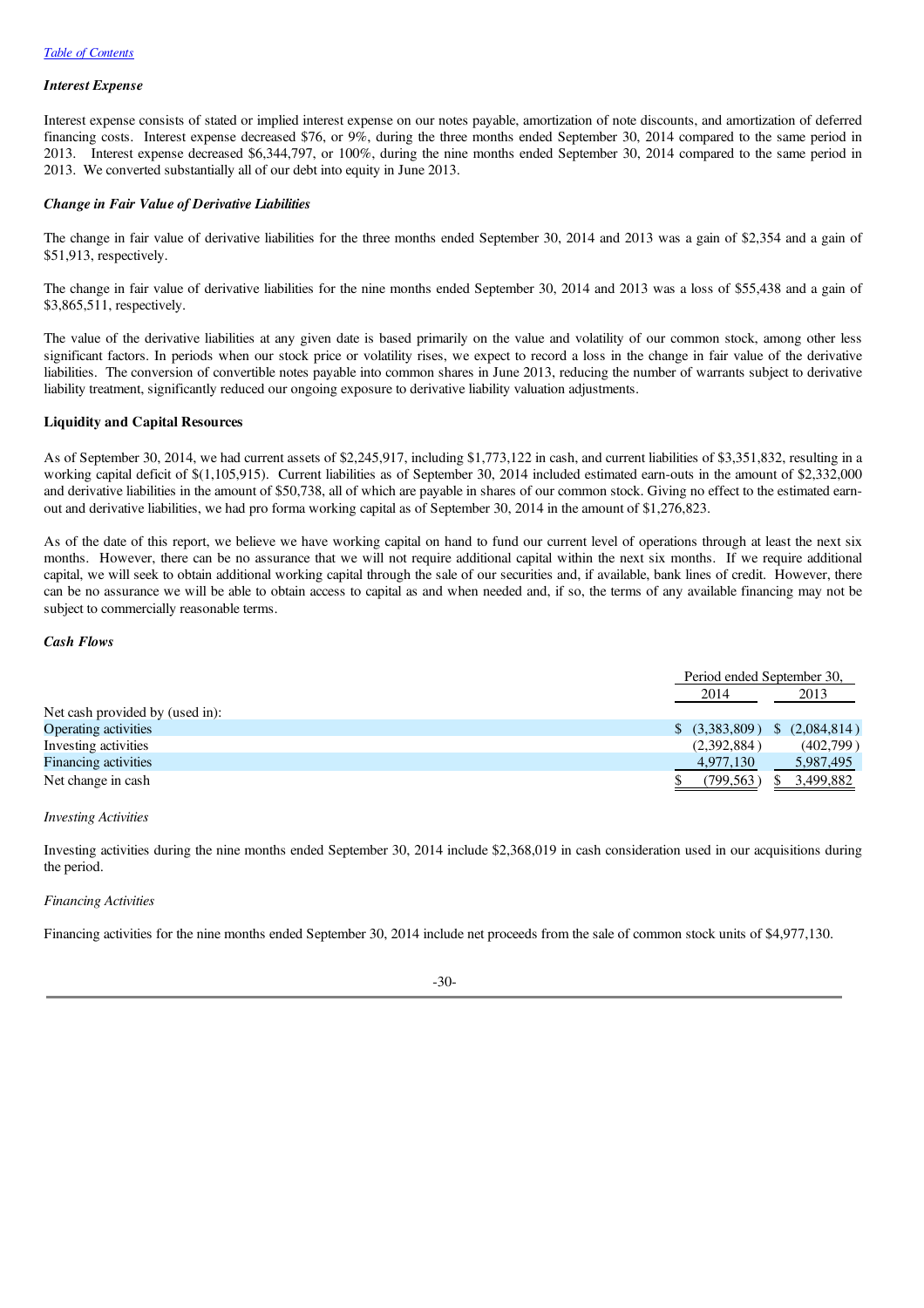### *Interest Expense*

Interest expense consists of stated or implied interest expense on our notes payable, amortization of note discounts, and amortization of deferred financing costs. Interest expense decreased $76, or 9%, during the three months ended September 30, 2014 compared to the same period in 2013. Interest expense decreased $6,344,797, or 100%, during the nine months ended September 30, 2014 compared to the same period in 2013. We converted substantially all of our debt into equity in June 2013.

### *Change in Fair Value of Derivative Liabilities*

The change in fair value of derivative liabilities for the three months ended September 30, 2014 and 2013 was a gain of $2,354 and a gain of $51,913, respectively.

The change in fair value of derivative liabilities for the nine months ended September 30, 2014 and 2013 was a loss of $55,438 and a gain of $3,865,511, respectively.

The value of the derivative liabilities at any given date is based primarily on the value and volatility of our common stock, among other less significant factors. In periods when our stock price or volatility rises, we expect to record a loss in the change in fair value of the derivative liabilities. The conversion of convertible notes payable into common shares in June 2013, reducing the number of warrants subject to derivative liability treatment, significantly reduced our ongoing exposure to derivative liability valuation adjustments.

### Liquidity and Capital Resources

As of September 30, 2014, we had current assets of $2,245,917, including $1,773,122 in cash, and current liabilities of $3,351,832, resulting in a working capital deficit of $(1,105,915). Current liabilities as of September 30, 2014 included estimated earn-outs in the amount of $2,332,000 and derivative liabilities in the amount of $50,738, all of which are payable in shares of our common stock. Giving no effect to the estimated earn-out and derivative liabilities, we had pro forma working capital as of September 30, 2014 in the amount of $1,276,823.

As of the date of this report, we believe we have working capital on hand to fund our current level of operations through at least the next six months. However, there can be no assurance that we will not require additional capital within the next six months. If we require additional capital, we will seek to obtain additional working capital through the sale of our securities and, if available, bank lines of credit. However, there can be no assurance we will be able to obtain access to capital as and when needed and, if so, the terms of any available financing may not be subject to commercially reasonable terms.

### *Cash Flows*

| | Period ended September 30, | |
|---|---|---|
| | 2014 | 2013 |
| Net cash provided by (used in): | | |
| Operating activities | $ (3,383,809) | $ (2,084,814) |
| Investing activities | (2,392,884) | (402,799) |
| Financing activities | 4,977,130 | 5,987,495 |
| Net change in cash | $ (799,563) | $ 3,499,882 |

*Investing Activities*

Investing activities during the nine months ended September 30, 2014 include $2,368,019 in cash consideration used in our acquisitions during the period.

*Financing Activities*

Financing activities for the nine months ended September 30, 2014 include net proceeds from the sale of common stock units of $4,977,130.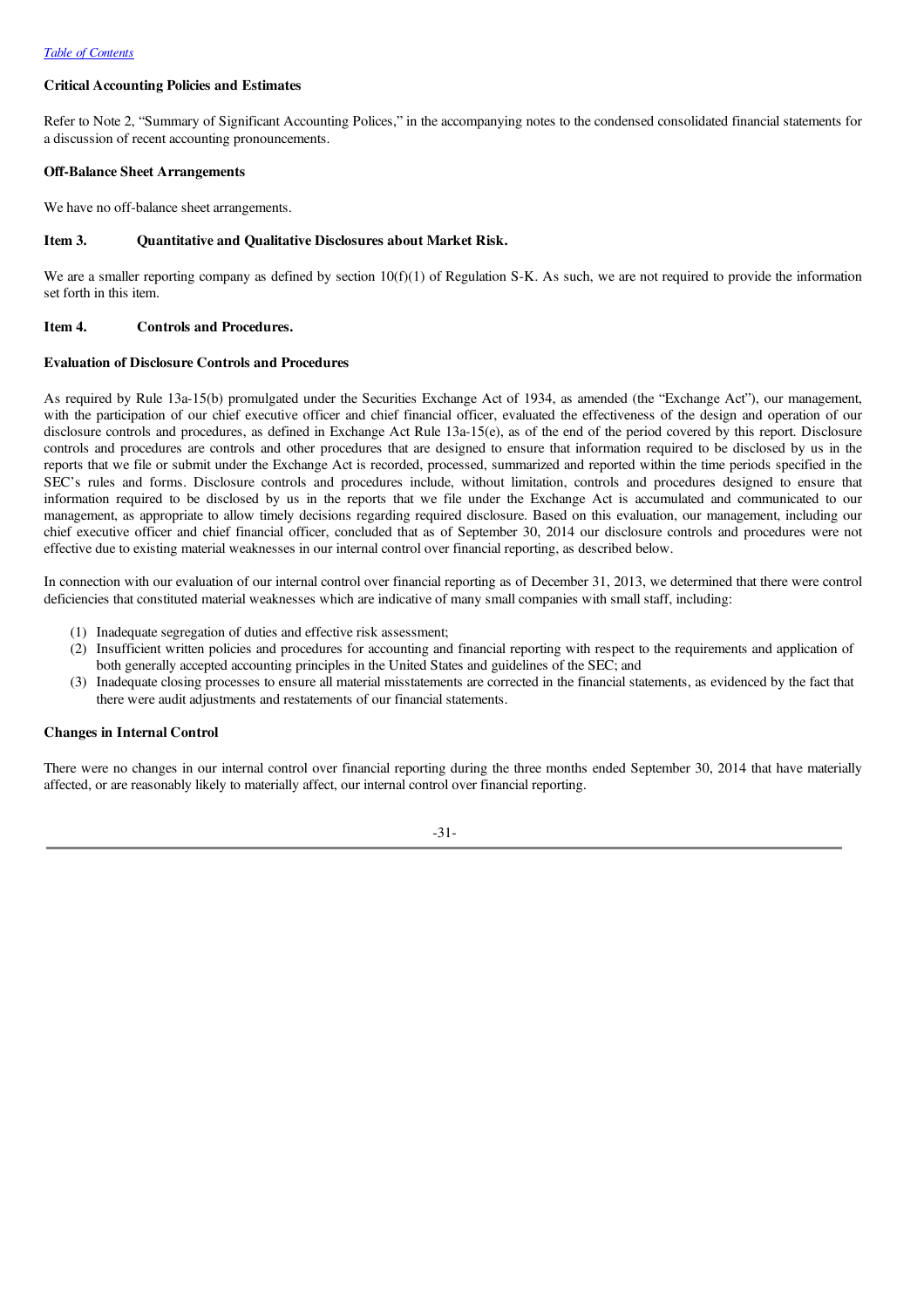**Critical Accounting Policies and Estimates**

Refer to Note 2, "Summary of Significant Accounting Polices," in the accompanying notes to the condensed consolidated financial statements for a discussion of recent accounting pronouncements.

**Off-Balance Sheet Arrangements**

We have no off-balance sheet arrangements.

**Item 3. Quantitative and Qualitative Disclosures about Market Risk.**

We are a smaller reporting company as defined by section 10(f)(1) of Regulation S-K. As such, we are not required to provide the information set forth in this item.

**Item 4. Controls and Procedures.**

**Evaluation of Disclosure Controls and Procedures**

As required by Rule 13a-15(b) promulgated under the Securities Exchange Act of 1934, as amended (the "Exchange Act"), our management, with the participation of our chief executive officer and chief financial officer, evaluated the effectiveness of the design and operation of our disclosure controls and procedures, as defined in Exchange Act Rule 13a-15(e), as of the end of the period covered by this report. Disclosure controls and procedures are controls and other procedures that are designed to ensure that information required to be disclosed by us in the reports that we file or submit under the Exchange Act is recorded, processed, summarized and reported within the time periods specified in the SEC's rules and forms. Disclosure controls and procedures include, without limitation, controls and procedures designed to ensure that information required to be disclosed by us in the reports that we file under the Exchange Act is accumulated and communicated to our management, as appropriate to allow timely decisions regarding required disclosure. Based on this evaluation, our management, including our chief executive officer and chief financial officer, concluded that as of September 30, 2014 our disclosure controls and procedures were not effective due to existing material weaknesses in our internal control over financial reporting, as described below.

In connection with our evaluation of our internal control over financial reporting as of December 31, 2013, we determined that there were control deficiencies that constituted material weaknesses which are indicative of many small companies with small staff, including:

(1) Inadequate segregation of duties and effective risk assessment;
(2) Insufficient written policies and procedures for accounting and financial reporting with respect to the requirements and application of both generally accepted accounting principles in the United States and guidelines of the SEC; and
(3) Inadequate closing processes to ensure all material misstatements are corrected in the financial statements, as evidenced by the fact that there were audit adjustments and restatements of our financial statements.

**Changes in Internal Control**

There were no changes in our internal control over financial reporting during the three months ended September 30, 2014 that have materially affected, or are reasonably likely to materially affect, our internal control over financial reporting.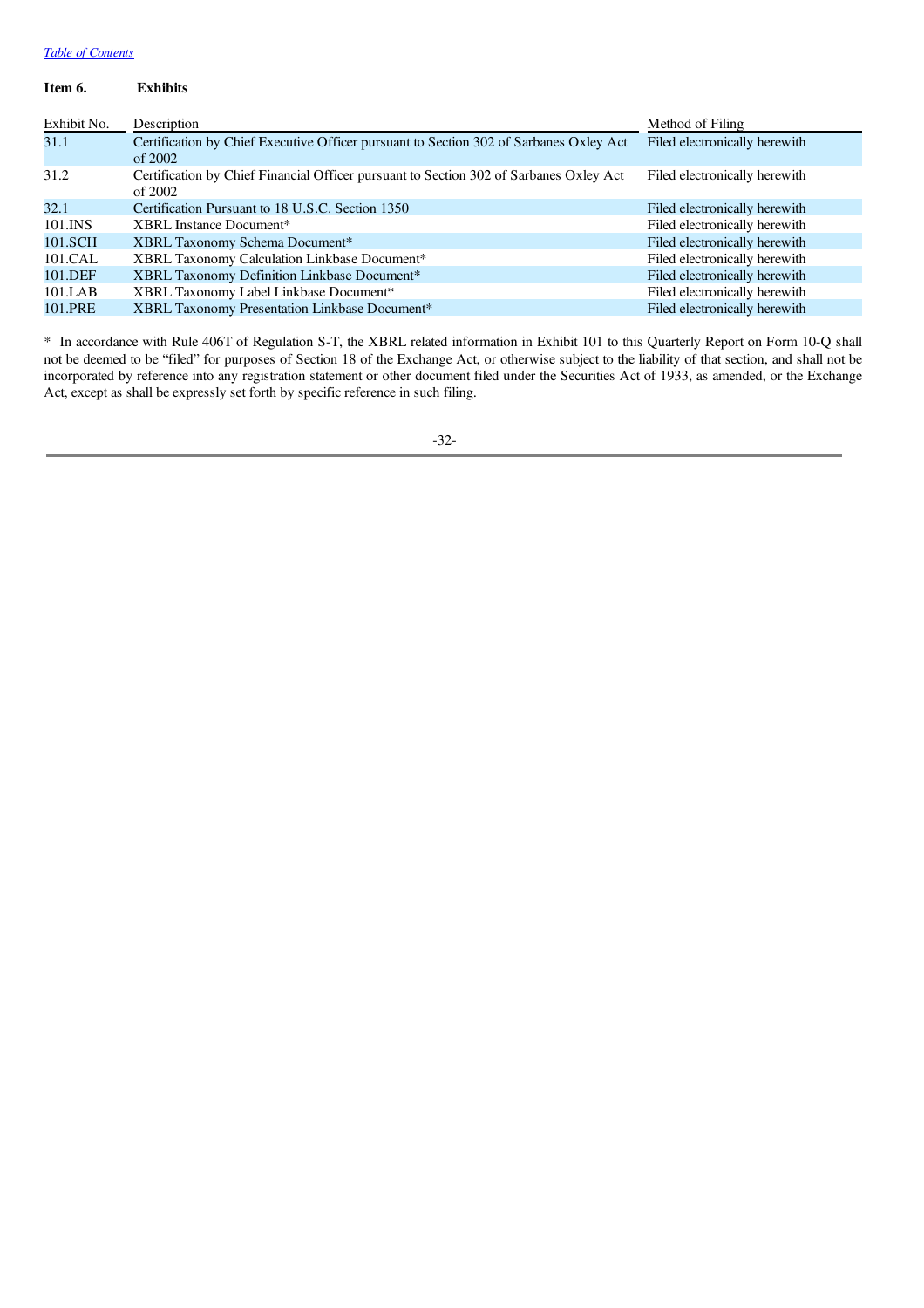## Item 6. Exhibits

| Exhibit No. | Description | Method of Filing |
|---|---|---|
| 31.1 | Certification by Chief Executive Officer pursuant to Section 302 of Sarbanes Oxley Act of 2002 | Filed electronically herewith |
| 31.2 | Certification by Chief Financial Officer pursuant to Section 302 of Sarbanes Oxley Act of 2002 | Filed electronically herewith |
| 32.1 | Certification Pursuant to 18 U.S.C. Section 1350 | Filed electronically herewith |
| 101.INS | XBRL Instance Document* | Filed electronically herewith |
| 101.SCH | XBRL Taxonomy Schema Document* | Filed electronically herewith |
| 101.CAL | XBRL Taxonomy Calculation Linkbase Document* | Filed electronically herewith |
| 101.DEF | XBRL Taxonomy Definition Linkbase Document* | Filed electronically herewith |
| 101.LAB | XBRL Taxonomy Label Linkbase Document* | Filed electronically herewith |
| 101.PRE | XBRL Taxonomy Presentation Linkbase Document* | Filed electronically herewith |

* In accordance with Rule 406T of Regulation S-T, the XBRL related information in Exhibit 101 to this Quarterly Report on Form 10-Q shall not be deemed to be "filed" for purposes of Section 18 of the Exchange Act, or otherwise subject to the liability of that section, and shall not be incorporated by reference into any registration statement or other document filed under the Securities Act of 1933, as amended, or the Exchange Act, except as shall be expressly set forth by specific reference in such filing.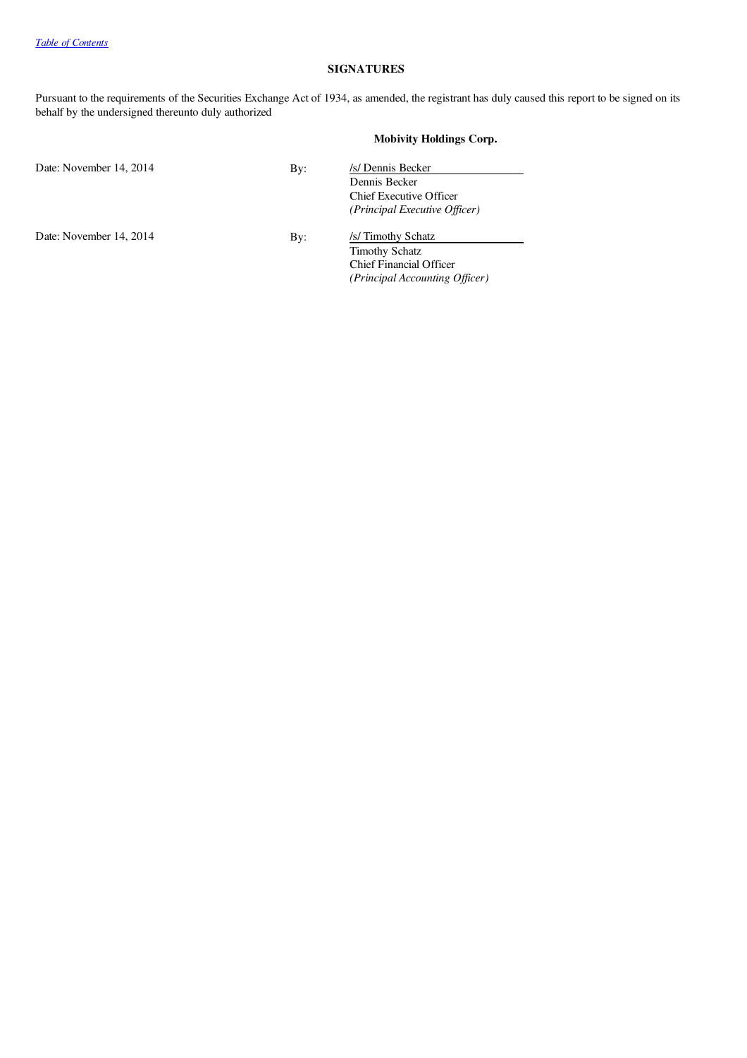[Table of Contents](#)

## SIGNATURES

Pursuant to the requirements of the Securities Exchange Act of 1934, as amended, the registrant has duly caused this report to be signed on its behalf by the undersigned thereunto duly authorized

**Mobivity Holdings Corp.**

| | | |
|---|---|---|
| Date: November 14, 2014 | By: | /s/ Dennis Becker<br>Dennis Becker<br>Chief Executive Officer<br>*(Principal Executive Officer)* |
| Date: November 14, 2014 | By: | /s/ Timothy Schatz<br>Timothy Schatz<br>Chief Financial Officer<br>*(Principal Accounting Officer)* |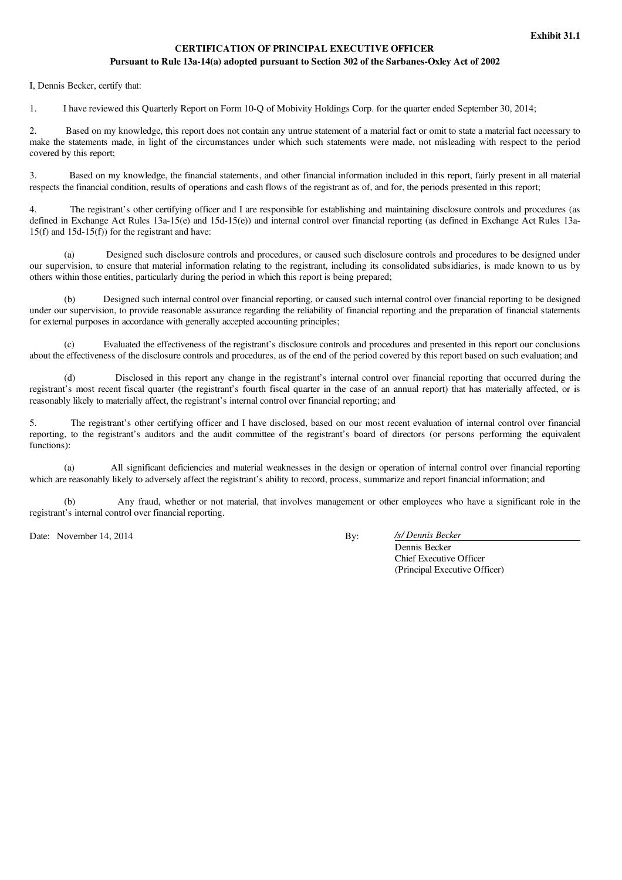**Exhibit 31.1**

**CERTIFICATION OF PRINCIPAL EXECUTIVE OFFICER**
**Pursuant to Rule 13a-14(a) adopted pursuant to Section 302 of the Sarbanes-Oxley Act of 2002**

I, Dennis Becker, certify that:

1. I have reviewed this Quarterly Report on Form 10-Q of Mobivity Holdings Corp. for the quarter ended September 30, 2014;

2. Based on my knowledge, this report does not contain any untrue statement of a material fact or omit to state a material fact necessary to make the statements made, in light of the circumstances under which such statements were made, not misleading with respect to the period covered by this report;

3. Based on my knowledge, the financial statements, and other financial information included in this report, fairly present in all material respects the financial condition, results of operations and cash flows of the registrant as of, and for, the periods presented in this report;

4. The registrant's other certifying officer and I are responsible for establishing and maintaining disclosure controls and procedures (as defined in Exchange Act Rules 13a-15(e) and 15d-15(e)) and internal control over financial reporting (as defined in Exchange Act Rules 13a-15(f) and 15d-15(f)) for the registrant and have:

(a) Designed such disclosure controls and procedures, or caused such disclosure controls and procedures to be designed under our supervision, to ensure that material information relating to the registrant, including its consolidated subsidiaries, is made known to us by others within those entities, particularly during the period in which this report is being prepared;

(b) Designed such internal control over financial reporting, or caused such internal control over financial reporting to be designed under our supervision, to provide reasonable assurance regarding the reliability of financial reporting and the preparation of financial statements for external purposes in accordance with generally accepted accounting principles;

(c) Evaluated the effectiveness of the registrant's disclosure controls and procedures and presented in this report our conclusions about the effectiveness of the disclosure controls and procedures, as of the end of the period covered by this report based on such evaluation; and

(d) Disclosed in this report any change in the registrant's internal control over financial reporting that occurred during the registrant's most recent fiscal quarter (the registrant's fourth fiscal quarter in the case of an annual report) that has materially affected, or is reasonably likely to materially affect, the registrant's internal control over financial reporting; and

5. The registrant's other certifying officer and I have disclosed, based on our most recent evaluation of internal control over financial reporting, to the registrant's auditors and the audit committee of the registrant's board of directors (or persons performing the equivalent functions):

(a) All significant deficiencies and material weaknesses in the design or operation of internal control over financial reporting which are reasonably likely to adversely affect the registrant's ability to record, process, summarize and report financial information; and

(b) Any fraud, whether or not material, that involves management or other employees who have a significant role in the registrant's internal control over financial reporting.

Date: November 14, 2014

By: */s/ Dennis Becker*
Dennis Becker
Chief Executive Officer
(Principal Executive Officer)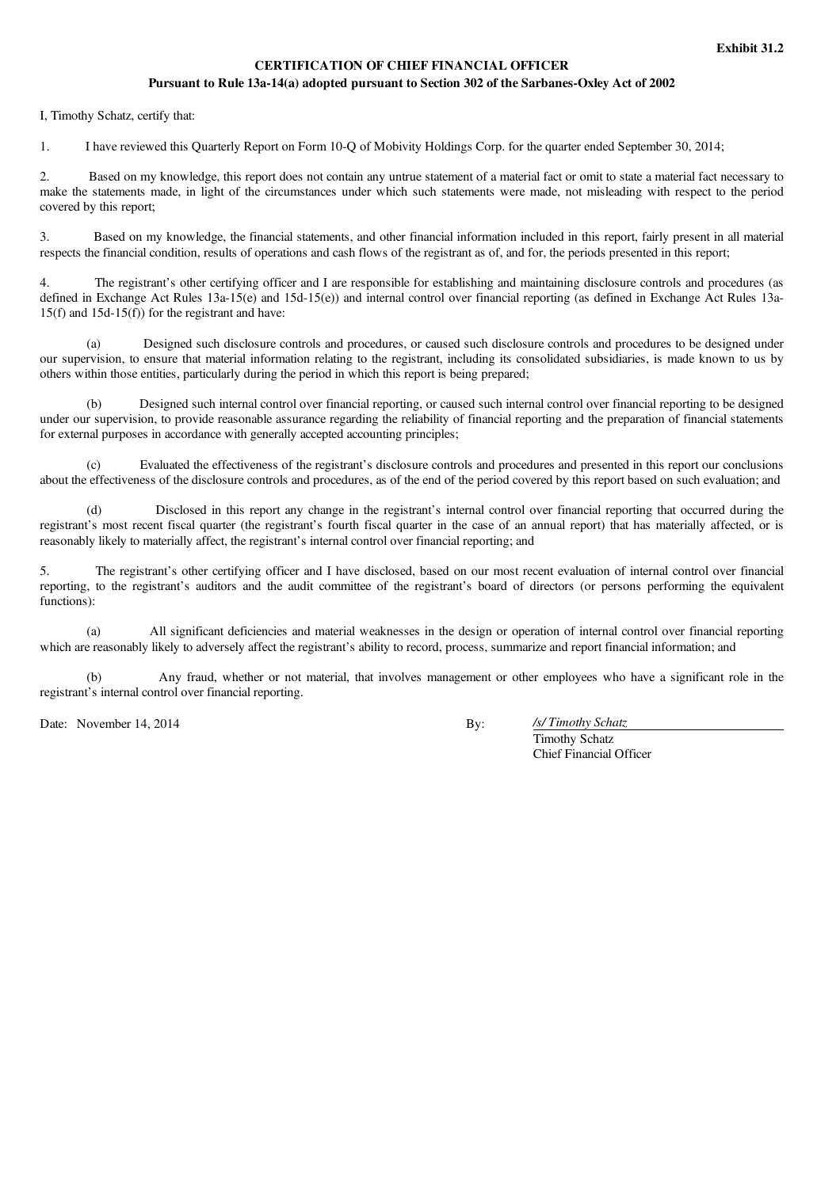**Exhibit 31.2**

**CERTIFICATION OF CHIEF FINANCIAL OFFICER**
**Pursuant to Rule 13a-14(a) adopted pursuant to Section 302 of the Sarbanes-Oxley Act of 2002**

I, Timothy Schatz, certify that:

1. I have reviewed this Quarterly Report on Form 10-Q of Mobivity Holdings Corp. for the quarter ended September 30, 2014;

2. Based on my knowledge, this report does not contain any untrue statement of a material fact or omit to state a material fact necessary to make the statements made, in light of the circumstances under which such statements were made, not misleading with respect to the period covered by this report;

3. Based on my knowledge, the financial statements, and other financial information included in this report, fairly present in all material respects the financial condition, results of operations and cash flows of the registrant as of, and for, the periods presented in this report;

4. The registrant's other certifying officer and I are responsible for establishing and maintaining disclosure controls and procedures (as defined in Exchange Act Rules 13a-15(e) and 15d-15(e)) and internal control over financial reporting (as defined in Exchange Act Rules 13a-15(f) and 15d-15(f)) for the registrant and have:

   (a) Designed such disclosure controls and procedures, or caused such disclosure controls and procedures to be designed under our supervision, to ensure that material information relating to the registrant, including its consolidated subsidiaries, is made known to us by others within those entities, particularly during the period in which this report is being prepared;

   (b) Designed such internal control over financial reporting, or caused such internal control over financial reporting to be designed under our supervision, to provide reasonable assurance regarding the reliability of financial reporting and the preparation of financial statements for external purposes in accordance with generally accepted accounting principles;

   (c) Evaluated the effectiveness of the registrant's disclosure controls and procedures and presented in this report our conclusions about the effectiveness of the disclosure controls and procedures, as of the end of the period covered by this report based on such evaluation; and

   (d) Disclosed in this report any change in the registrant's internal control over financial reporting that occurred during the registrant's most recent fiscal quarter (the registrant's fourth fiscal quarter in the case of an annual report) that has materially affected, or is reasonably likely to materially affect, the registrant's internal control over financial reporting; and

5. The registrant's other certifying officer and I have disclosed, based on our most recent evaluation of internal control over financial reporting, to the registrant's auditors and the audit committee of the registrant's board of directors (or persons performing the equivalent functions):

   (a) All significant deficiencies and material weaknesses in the design or operation of internal control over financial reporting which are reasonably likely to adversely affect the registrant's ability to record, process, summarize and report financial information; and

   (b) Any fraud, whether or not material, that involves management or other employees who have a significant role in the registrant's internal control over financial reporting.

Date: November 14, 2014

By: */s/ Timothy Schatz*
Timothy Schatz
Chief Financial Officer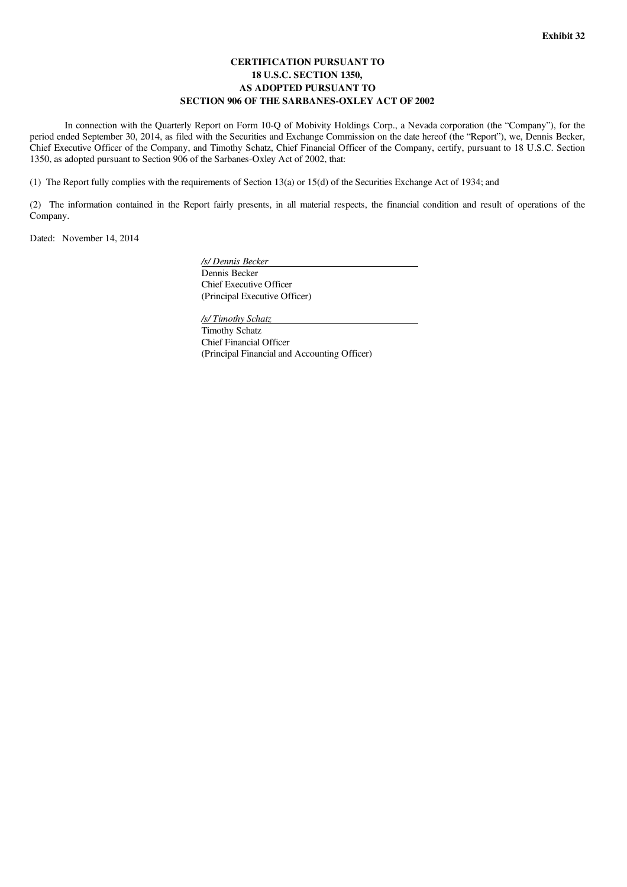**Exhibit 32**

**CERTIFICATION PURSUANT TO**
**18 U.S.C. SECTION 1350,**
**AS ADOPTED PURSUANT TO**
**SECTION 906 OF THE SARBANES-OXLEY ACT OF 2002**

In connection with the Quarterly Report on Form 10-Q of Mobivity Holdings Corp., a Nevada corporation (the "Company"), for the period ended September 30, 2014, as filed with the Securities and Exchange Commission on the date hereof (the "Report"), we, Dennis Becker, Chief Executive Officer of the Company, and Timothy Schatz, Chief Financial Officer of the Company, certify, pursuant to 18 U.S.C. Section 1350, as adopted pursuant to Section 906 of the Sarbanes-Oxley Act of 2002, that:

(1) The Report fully complies with the requirements of Section 13(a) or 15(d) of the Securities Exchange Act of 1934; and

(2) The information contained in the Report fairly presents, in all material respects, the financial condition and result of operations of the Company.

Dated: November 14, 2014

*/s/ Dennis Becker*
Dennis Becker
Chief Executive Officer
(Principal Executive Officer)

*/s/ Timothy Schatz*
Timothy Schatz
Chief Financial Officer
(Principal Financial and Accounting Officer)